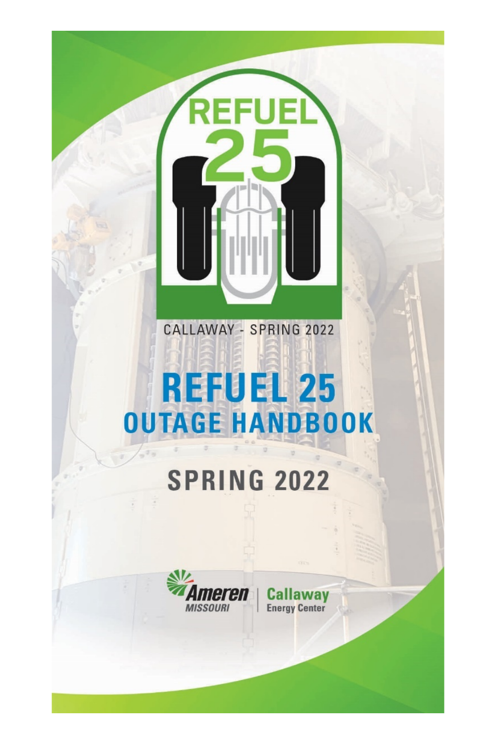REFUEL 25

CALLAWAY - SPRING 2022

# REFUEL 25 OUTAGE HANDBOOK

## SPRING 2022

Ameren MISSOURI | Callaway Energy Center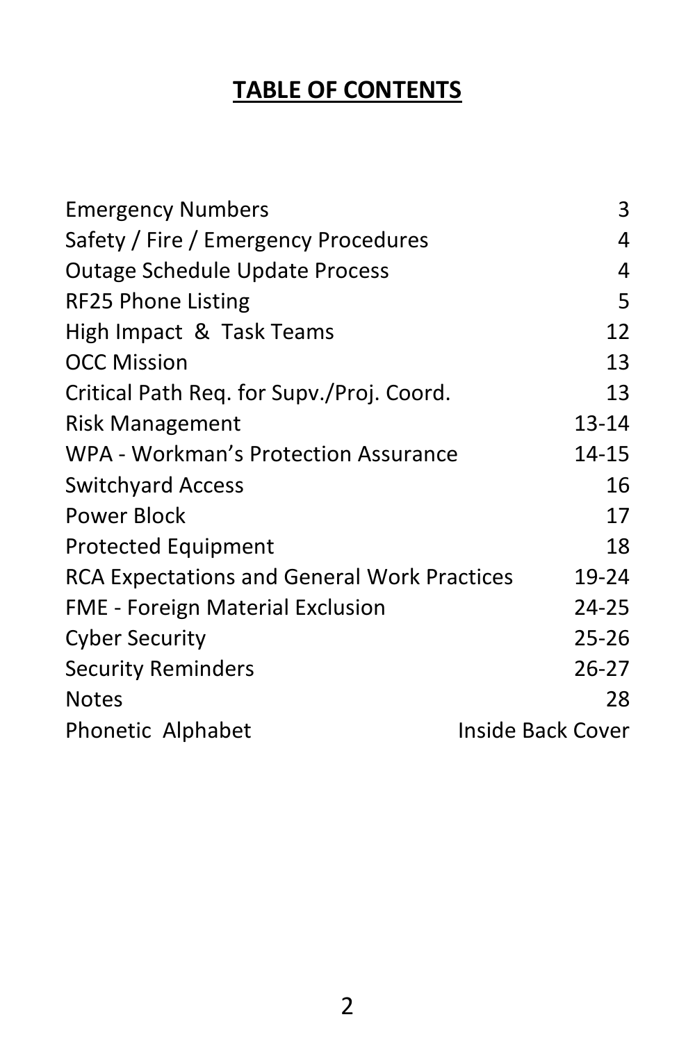# TABLE OF CONTENTS

| | |
|---|---|
| Emergency Numbers | 3 |
| Safety / Fire / Emergency Procedures | 4 |
| Outage Schedule Update Process | 4 |
| RF25 Phone Listing | 5 |
| High Impact & Task Teams | 12 |
| OCC Mission | 13 |
| Critical Path Req. for Supv./Proj. Coord. | 13 |
| Risk Management | 13-14 |
| WPA - Workman's Protection Assurance | 14-15 |
| Switchyard Access | 16 |
| Power Block | 17 |
| Protected Equipment | 18 |
| RCA Expectations and General Work Practices | 19-24 |
| FME - Foreign Material Exclusion | 24-25 |
| Cyber Security | 25-26 |
| Security Reminders | 26-27 |
| Notes | 28 |
| Phonetic Alphabet | Inside Back Cover |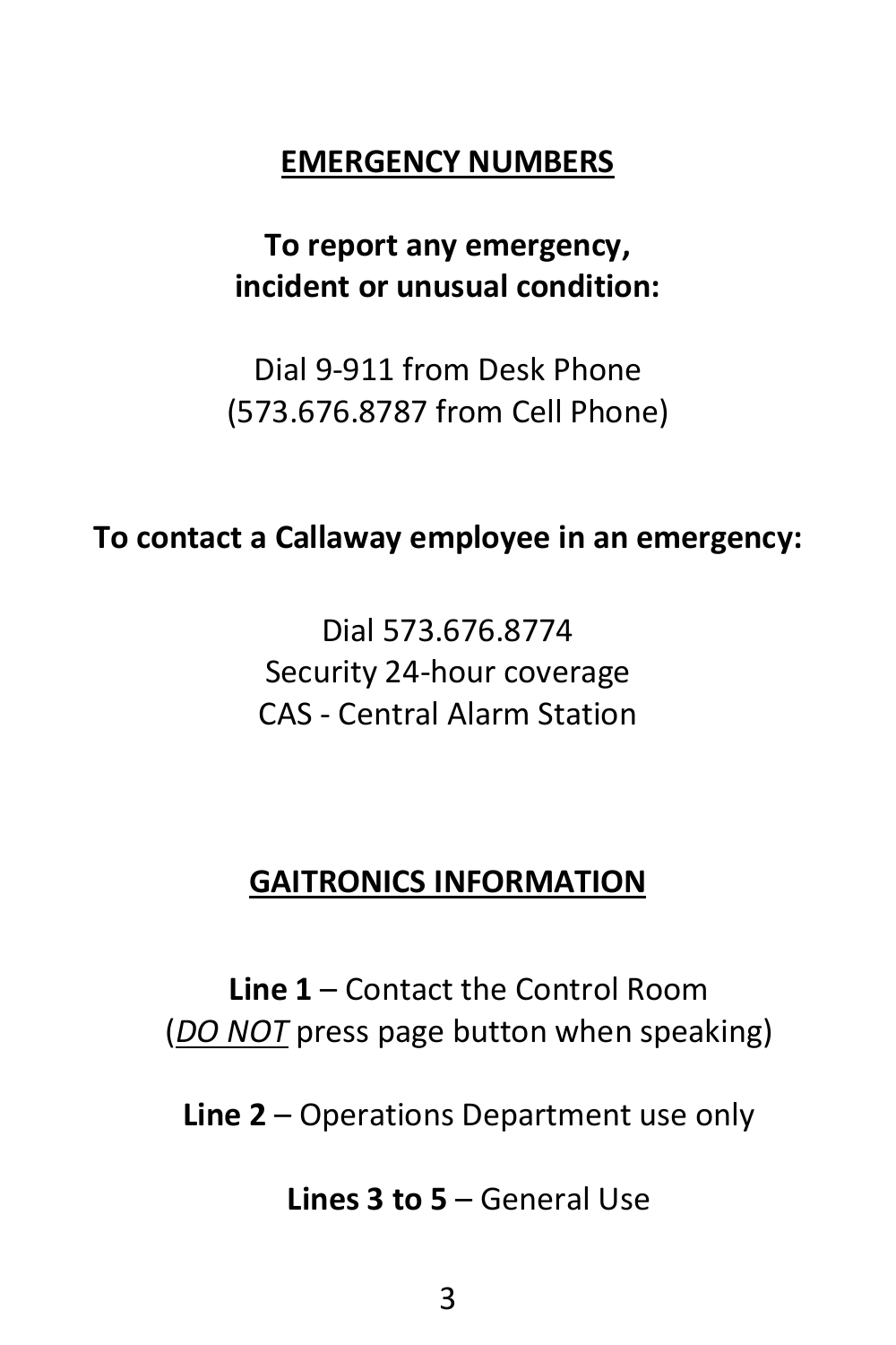## EMERGENCY NUMBERS

**To report any emergency,
incident or unusual condition:**

Dial 9-911 from Desk Phone
(573.676.8787 from Cell Phone)

**To contact a Callaway employee in an emergency:**

Dial 573.676.8774
Security 24-hour coverage
CAS - Central Alarm Station

## GAITRONICS INFORMATION

**Line 1** – Contact the Control Room
(*DO NOT* press page button when speaking)

**Line 2** – Operations Department use only

**Lines 3 to 5** – General Use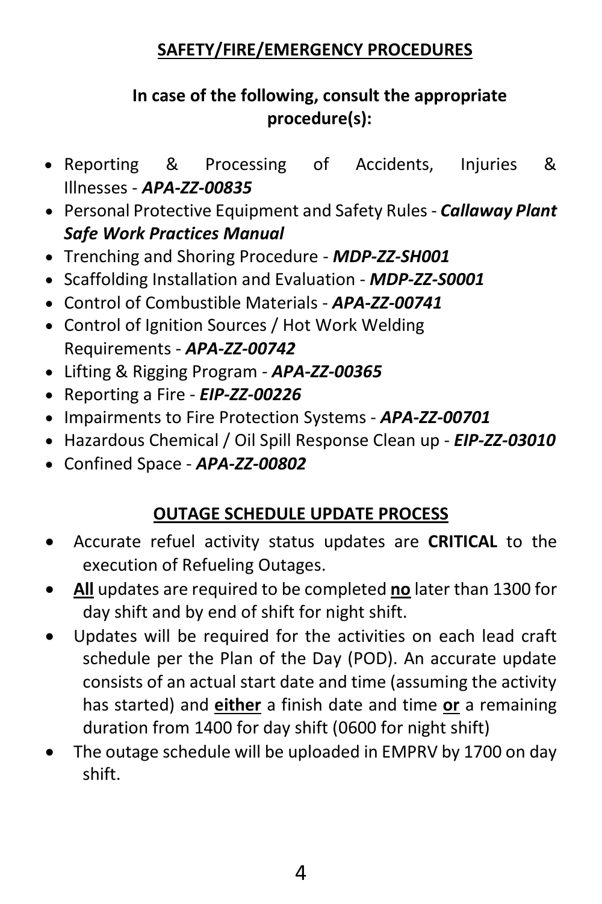## SAFETY/FIRE/EMERGENCY PROCEDURES

### In case of the following, consult the appropriate procedure(s):

- Reporting & Processing of Accidents, Injuries & Illnesses - ***APA-ZZ-00835***
- Personal Protective Equipment and Safety Rules - ***Callaway Plant Safe Work Practices Manual***
- Trenching and Shoring Procedure - ***MDP-ZZ-SH001***
- Scaffolding Installation and Evaluation - ***MDP-ZZ-S0001***
- Control of Combustible Materials - ***APA-ZZ-00741***
- Control of Ignition Sources / Hot Work Welding Requirements - ***APA-ZZ-00742***
- Lifting & Rigging Program - ***APA-ZZ-00365***
- Reporting a Fire - ***EIP-ZZ-00226***
- Impairments to Fire Protection Systems - ***APA-ZZ-00701***
- Hazardous Chemical / Oil Spill Response Clean up - ***EIP-ZZ-03010***
- Confined Space - ***APA-ZZ-00802***

## OUTAGE SCHEDULE UPDATE PROCESS

- Accurate refuel activity status updates are **CRITICAL** to the execution of Refueling Outages.
- **All** updates are required to be completed **no** later than 1300 for day shift and by end of shift for night shift.
- Updates will be required for the activities on each lead craft schedule per the Plan of the Day (POD). An accurate update consists of an actual start date and time (assuming the activity has started) and **either** a finish date and time **or** a remaining duration from 1400 for day shift (0600 for night shift)
- The outage schedule will be uploaded in EMPRV by 1700 on day shift.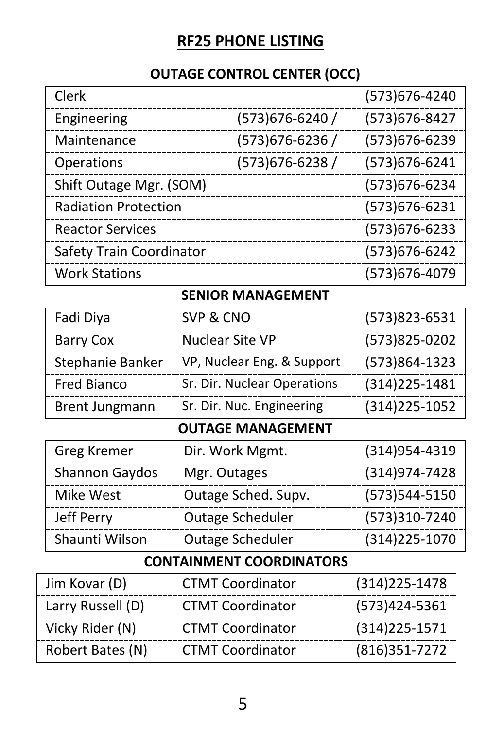# RF25 PHONE LISTING

## OUTAGE CONTROL CENTER (OCC)

| | | |
|---|---|---|
| Clerk | | (573)676-4240 |
| Engineering | (573)676-6240 / | (573)676-8427 |
| Maintenance | (573)676-6236 / | (573)676-6239 |
| Operations | (573)676-6238 / | (573)676-6241 |
| Shift Outage Mgr. (SOM) | | (573)676-6234 |
| Radiation Protection | | (573)676-6231 |
| Reactor Services | | (573)676-6233 |
| Safety Train Coordinator | | (573)676-6242 |
| Work Stations | | (573)676-4079 |

## SENIOR MANAGEMENT

| | | |
|---|---|---|
| Fadi Diya | SVP & CNO | (573)823-6531 |
| Barry Cox | Nuclear Site VP | (573)825-0202 |
| Stephanie Banker | VP, Nuclear Eng. & Support | (573)864-1323 |
| Fred Bianco | Sr. Dir. Nuclear Operations | (314)225-1481 |
| Brent Jungmann | Sr. Dir. Nuc. Engineering | (314)225-1052 |

## OUTAGE MANAGEMENT

| | | |
|---|---|---|
| Greg Kremer | Dir. Work Mgmt. | (314)954-4319 |
| Shannon Gaydos | Mgr. Outages | (314)974-7428 |
| Mike West | Outage Sched. Supv. | (573)544-5150 |
| Jeff Perry | Outage Scheduler | (573)310-7240 |
| Shaunti Wilson | Outage Scheduler | (314)225-1070 |

## CONTAINMENT COORDINATORS

| | | |
|---|---|---|
| Jim Kovar (D) | CTMT Coordinator | (314)225-1478 |
| Larry Russell (D) | CTMT Coordinator | (573)424-5361 |
| Vicky Rider (N) | CTMT Coordinator | (314)225-1571 |
| Robert Bates (N) | CTMT Coordinator | (816)351-7272 |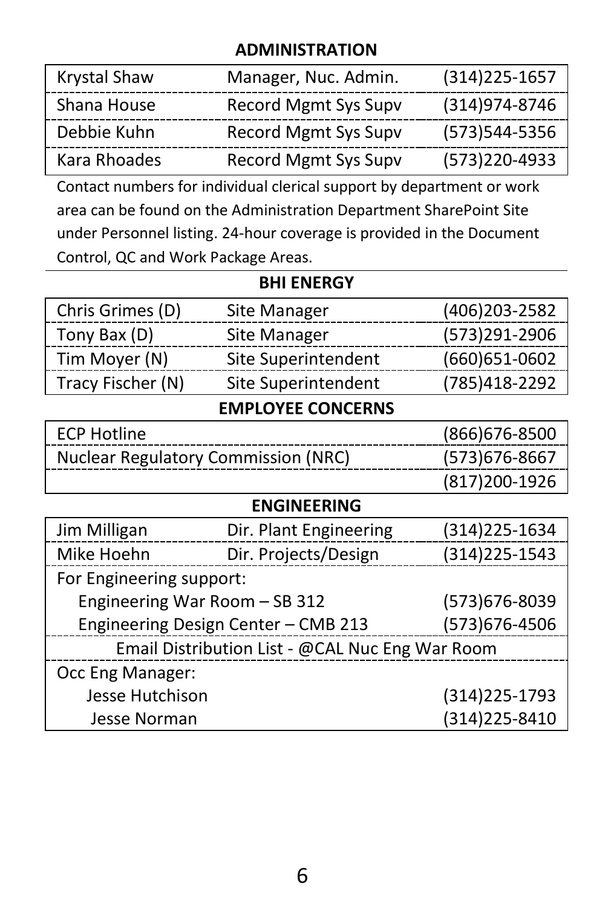## ADMINISTRATION

| | | |
|---|---|---|
| Krystal Shaw | Manager, Nuc. Admin. | (314)225-1657 |
| Shana House | Record Mgmt Sys Supv | (314)974-8746 |
| Debbie Kuhn | Record Mgmt Sys Supv | (573)544-5356 |
| Kara Rhoades | Record Mgmt Sys Supv | (573)220-4933 |

Contact numbers for individual clerical support by department or work area can be found on the Administration Department SharePoint Site under Personnel listing. 24-hour coverage is provided in the Document Control, QC and Work Package Areas.

## BHI ENERGY

| | | |
|---|---|---|
| Chris Grimes (D) | Site Manager | (406)203-2582 |
| Tony Bax (D) | Site Manager | (573)291-2906 |
| Tim Moyer (N) | Site Superintendent | (660)651-0602 |
| Tracy Fischer (N) | Site Superintendent | (785)418-2292 |

## EMPLOYEE CONCERNS

| | |
|---|---|
| ECP Hotline | (866)676-8500 |
| Nuclear Regulatory Commission (NRC) | (573)676-8667 |
| | (817)200-1926 |

## ENGINEERING

| | | |
|---|---|---|
| Jim Milligan | Dir. Plant Engineering | (314)225-1634 |
| Mike Hoehn | Dir. Projects/Design | (314)225-1543 |
| For Engineering support: | | |
| Engineering War Room – SB 312 | | (573)676-8039 |
| Engineering Design Center – CMB 213 | | (573)676-4506 |
| Email Distribution List - @CAL Nuc Eng War Room | | |
| Occ Eng Manager: | | |
| Jesse Hutchison | | (314)225-1793 |
| Jesse Norman | | (314)225-8410 |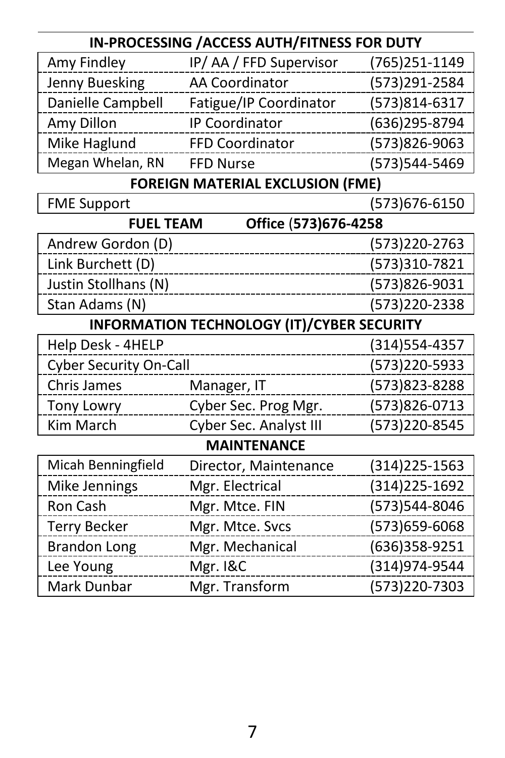## IN-PROCESSING /ACCESS AUTH/FITNESS FOR DUTY

| | | |
|---|---|---|
| Amy Findley | IP/ AA / FFD Supervisor | (765)251-1149 |
| Jenny Buesking | AA Coordinator | (573)291-2584 |
| Danielle Campbell | Fatigue/IP Coordinator | (573)814-6317 |
| Amy Dillon | IP Coordinator | (636)295-8794 |
| Mike Haglund | FFD Coordinator | (573)826-9063 |
| Megan Whelan, RN | FFD Nurse | (573)544-5469 |

## FOREIGN MATERIAL EXCLUSION (FME)

| | |
|---|---|
| FME Support | (573)676-6150 |

## FUEL TEAM Office (573)676-4258

| | |
|---|---|
| Andrew Gordon (D) | (573)220-2763 |
| Link Burchett (D) | (573)310-7821 |
| Justin Stollhans (N) | (573)826-9031 |
| Stan Adams (N) | (573)220-2338 |

## INFORMATION TECHNOLOGY (IT)/CYBER SECURITY

| | | |
|---|---|---|
| Help Desk - 4HELP | | (314)554-4357 |
| Cyber Security On-Call | | (573)220-5933 |
| Chris James | Manager, IT | (573)823-8288 |
| Tony Lowry | Cyber Sec. Prog Mgr. | (573)826-0713 |
| Kim March | Cyber Sec. Analyst III | (573)220-8545 |

## MAINTENANCE

| | | |
|---|---|---|
| Micah Benningfield | Director, Maintenance | (314)225-1563 |
| Mike Jennings | Mgr. Electrical | (314)225-1692 |
| Ron Cash | Mgr. Mtce. FIN | (573)544-8046 |
| Terry Becker | Mgr. Mtce. Svcs | (573)659-6068 |
| Brandon Long | Mgr. Mechanical | (636)358-9251 |
| Lee Young | Mgr. I&C | (314)974-9544 |
| Mark Dunbar | Mgr. Transform | (573)220-7303 |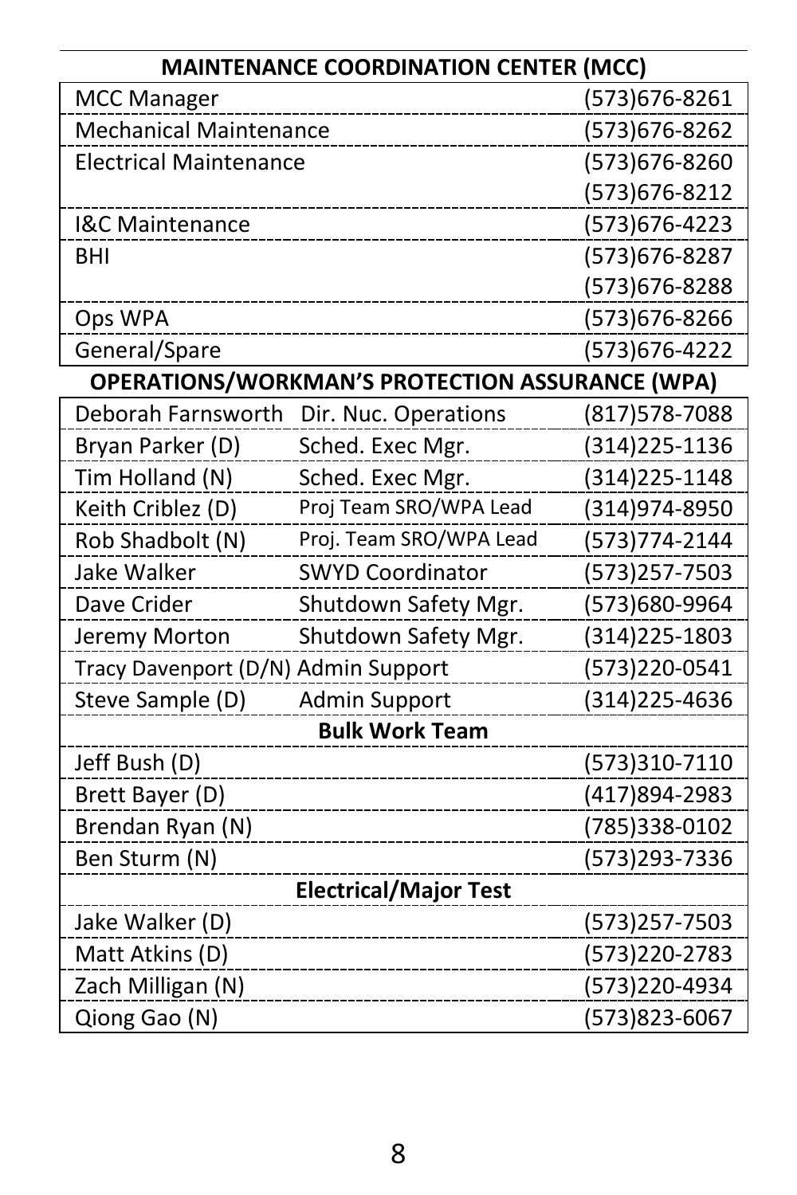## MAINTENANCE COORDINATION CENTER (MCC)

| | |
|---|---|
| MCC Manager | (573)676-8261 |
| Mechanical Maintenance | (573)676-8262 |
| Electrical Maintenance | (573)676-8260 |
| | (573)676-8212 |
| I&C Maintenance | (573)676-4223 |
| BHI | (573)676-8287 |
| | (573)676-8288 |
| Ops WPA | (573)676-8266 |
| General/Spare | (573)676-4222 |

## OPERATIONS/WORKMAN'S PROTECTION ASSURANCE (WPA)

| | | |
|---|---|---|
| Deborah Farnsworth | Dir. Nuc. Operations | (817)578-7088 |
| Bryan Parker (D) | Sched. Exec Mgr. | (314)225-1136 |
| Tim Holland (N) | Sched. Exec Mgr. | (314)225-1148 |
| Keith Criblez (D) | Proj Team SRO/WPA Lead | (314)974-8950 |
| Rob Shadbolt (N) | Proj. Team SRO/WPA Lead | (573)774-2144 |
| Jake Walker | SWYD Coordinator | (573)257-7503 |
| Dave Crider | Shutdown Safety Mgr. | (573)680-9964 |
| Jeremy Morton | Shutdown Safety Mgr. | (314)225-1803 |
| Tracy Davenport (D/N) | Admin Support | (573)220-0541 |
| Steve Sample (D) | Admin Support | (314)225-4636 |
| **Bulk Work Team** | | |
| Jeff Bush (D) | | (573)310-7110 |
| Brett Bayer (D) | | (417)894-2983 |
| Brendan Ryan (N) | | (785)338-0102 |
| Ben Sturm (N) | | (573)293-7336 |
| **Electrical/Major Test** | | |
| Jake Walker (D) | | (573)257-7503 |
| Matt Atkins (D) | | (573)220-2783 |
| Zach Milligan (N) | | (573)220-4934 |
| Qiong Gao (N) | | (573)823-6067 |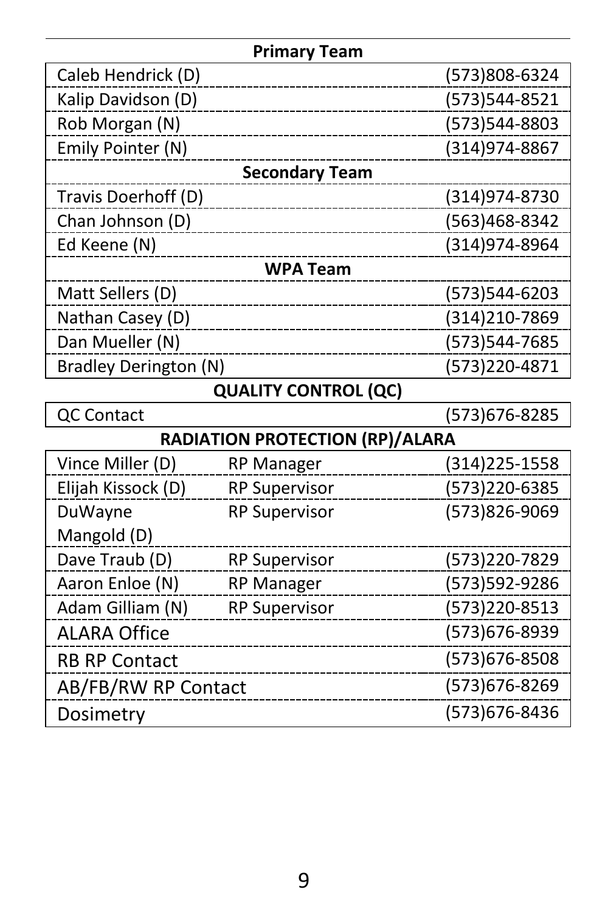| Primary Team | |
|---|---|
| Caleb Hendrick (D) | (573)808-6324 |
| Kalip Davidson (D) | (573)544-8521 |
| Rob Morgan (N) | (573)544-8803 |
| Emily Pointer (N) | (314)974-8867 |
| **Secondary Team** | |
| Travis Doerhoff (D) | (314)974-8730 |
| Chan Johnson (D) | (563)468-8342 |
| Ed Keene (N) | (314)974-8964 |
| **WPA Team** | |
| Matt Sellers (D) | (573)544-6203 |
| Nathan Casey (D) | (314)210-7869 |
| Dan Mueller (N) | (573)544-7685 |
| Bradley Derington (N) | (573)220-4871 |

**QUALITY CONTROL (QC)**

| QC Contact | (573)676-8285 |
|---|---|

**RADIATION PROTECTION (RP)/ALARA**

| Name | Role | Phone |
|---|---|---|
| Vince Miller (D) | RP Manager | (314)225-1558 |
| Elijah Kissock (D) | RP Supervisor | (573)220-6385 |
| DuWayne Mangold (D) | RP Supervisor | (573)826-9069 |
| Dave Traub (D) | RP Supervisor | (573)220-7829 |
| Aaron Enloe (N) | RP Manager | (573)592-9286 |
| Adam Gilliam (N) | RP Supervisor | (573)220-8513 |
| ALARA Office | | (573)676-8939 |
| RB RP Contact | | (573)676-8508 |
| AB/FB/RW RP Contact | | (573)676-8269 |
| Dosimetry | | (573)676-8436 |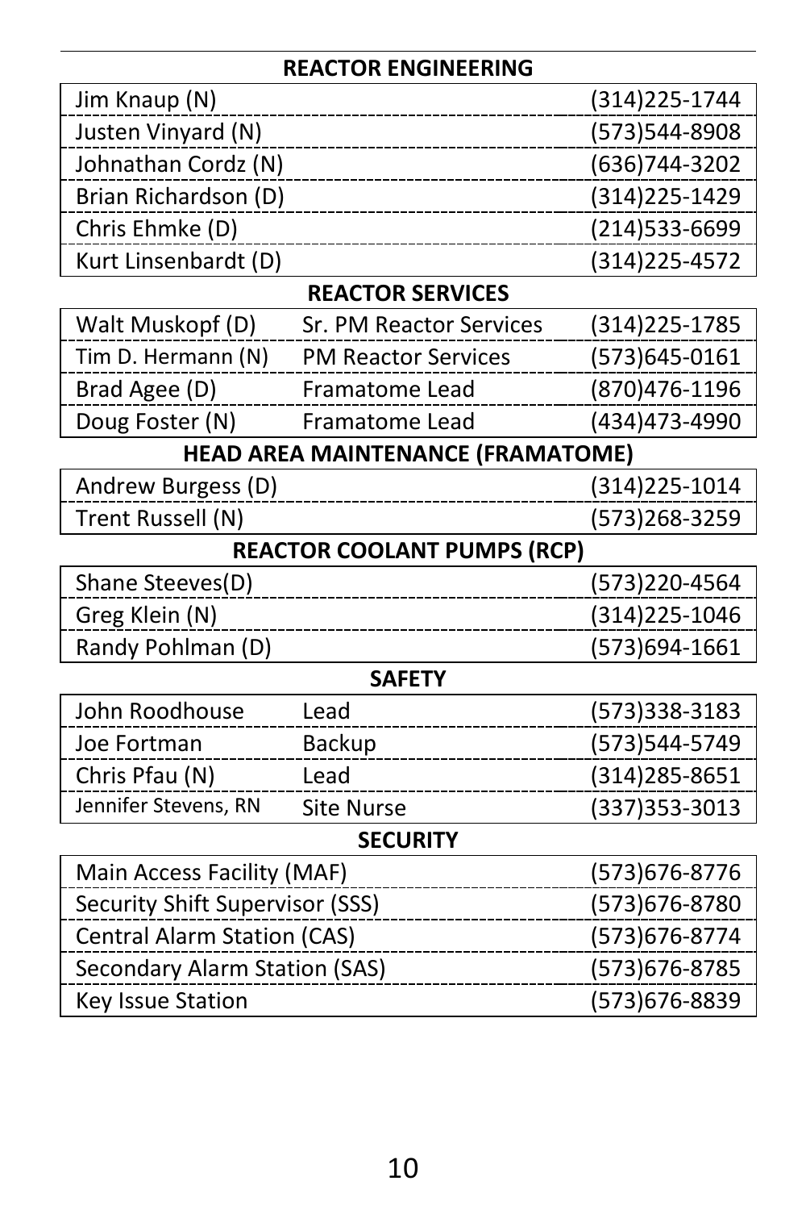## REACTOR ENGINEERING

| | |
|---|---|
| Jim Knaup (N) | (314)225-1744 |
| Justen Vinyard (N) | (573)544-8908 |
| Johnathan Cordz (N) | (636)744-3202 |
| Brian Richardson (D) | (314)225-1429 |
| Chris Ehmke (D) | (214)533-6699 |
| Kurt Linsenbardt (D) | (314)225-4572 |

## REACTOR SERVICES

| | | |
|---|---|---|
| Walt Muskopf (D) | Sr. PM Reactor Services | (314)225-1785 |
| Tim D. Hermann (N) | PM Reactor Services | (573)645-0161 |
| Brad Agee (D) | Framatome Lead | (870)476-1196 |
| Doug Foster (N) | Framatome Lead | (434)473-4990 |

## HEAD AREA MAINTENANCE (FRAMATOME)

| | |
|---|---|
| Andrew Burgess (D) | (314)225-1014 |
| Trent Russell (N) | (573)268-3259 |

## REACTOR COOLANT PUMPS (RCP)

| | |
|---|---|
| Shane Steeves(D) | (573)220-4564 |
| Greg Klein (N) | (314)225-1046 |
| Randy Pohlman (D) | (573)694-1661 |

## SAFETY

| | | |
|---|---|---|
| John Roodhouse | Lead | (573)338-3183 |
| Joe Fortman | Backup | (573)544-5749 |
| Chris Pfau (N) | Lead | (314)285-8651 |
| Jennifer Stevens, RN | Site Nurse | (337)353-3013 |

## SECURITY

| | |
|---|---|
| Main Access Facility (MAF) | (573)676-8776 |
| Security Shift Supervisor (SSS) | (573)676-8780 |
| Central Alarm Station (CAS) | (573)676-8774 |
| Secondary Alarm Station (SAS) | (573)676-8785 |
| Key Issue Station | (573)676-8839 |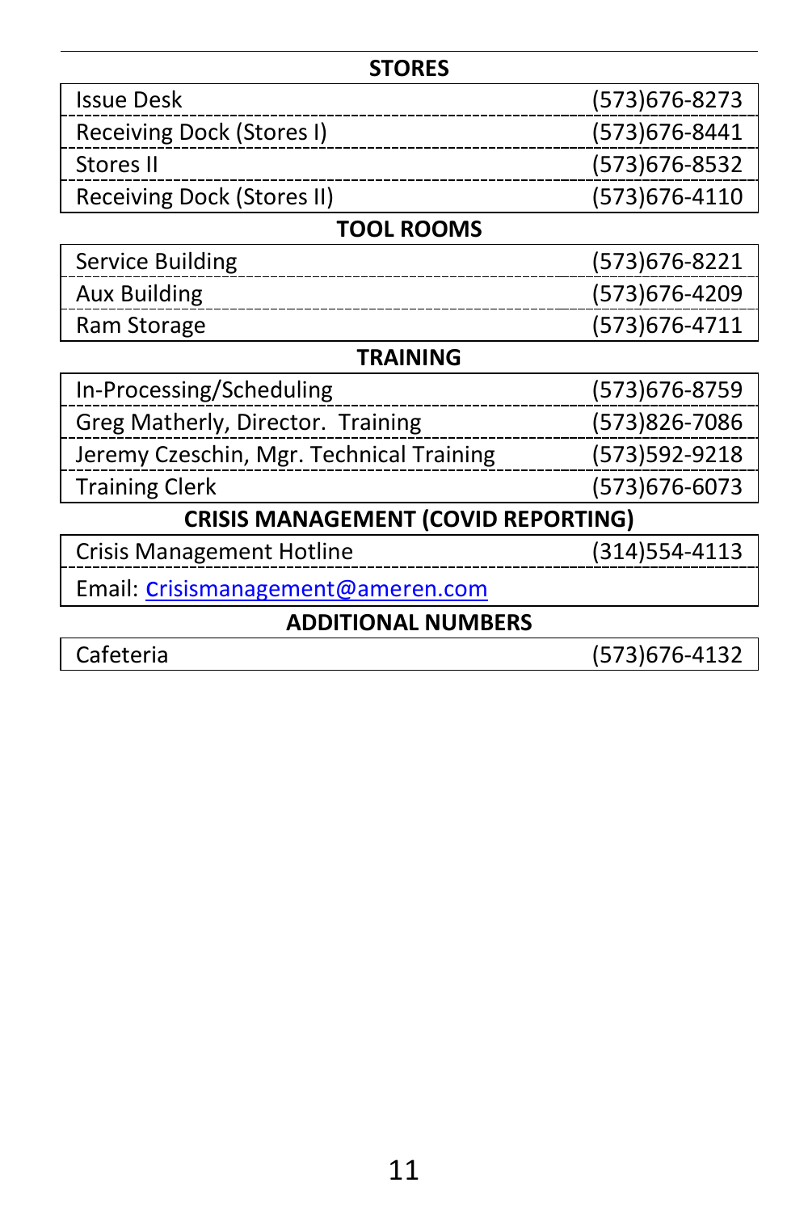## STORES

| | |
|---|---|
| Issue Desk | (573)676-8273 |
| Receiving Dock (Stores I) | (573)676-8441 |
| Stores II | (573)676-8532 |
| Receiving Dock (Stores II) | (573)676-4110 |

## TOOL ROOMS

| | |
|---|---|
| Service Building | (573)676-8221 |
| Aux Building | (573)676-4209 |
| Ram Storage | (573)676-4711 |

## TRAINING

| | |
|---|---|
| In-Processing/Scheduling | (573)676-8759 |
| Greg Matherly, Director. Training | (573)826-7086 |
| Jeremy Czeschin, Mgr. Technical Training | (573)592-9218 |
| Training Clerk | (573)676-6073 |

## CRISIS MANAGEMENT (COVID REPORTING)

| | |
|---|---|
| Crisis Management Hotline | (314)554-4113 |
| Email: Crisismanagement@ameren.com | |

## ADDITIONAL NUMBERS

| | |
|---|---|
| Cafeteria | (573)676-4132 |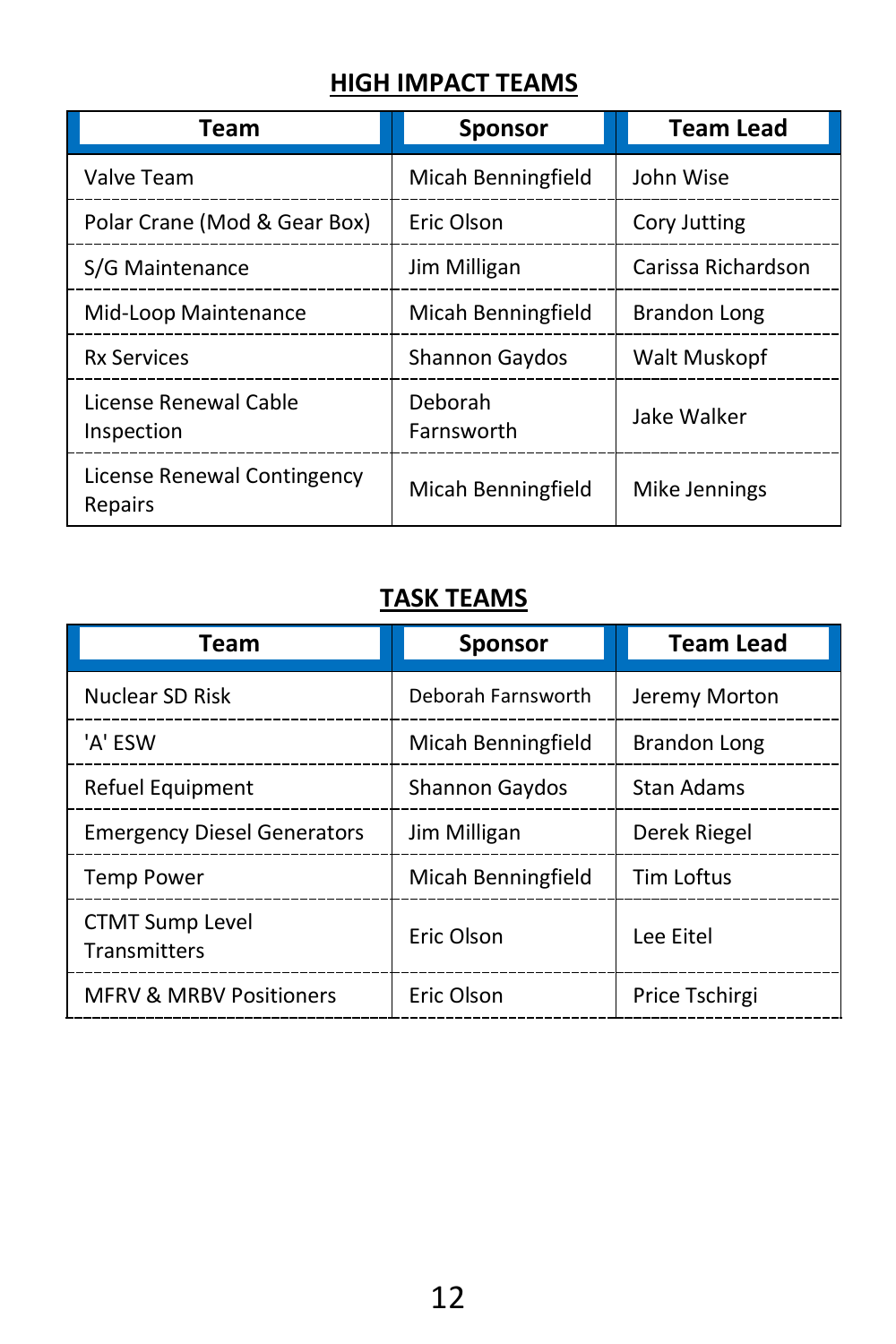## HIGH IMPACT TEAMS

| Team | Sponsor | Team Lead |
|---|---|---|
| Valve Team | Micah Benningfield | John Wise |
| Polar Crane (Mod & Gear Box) | Eric Olson | Cory Jutting |
| S/G Maintenance | Jim Milligan | Carissa Richardson |
| Mid-Loop Maintenance | Micah Benningfield | Brandon Long |
| Rx Services | Shannon Gaydos | Walt Muskopf |
| License Renewal Cable Inspection | Deborah Farnsworth | Jake Walker |
| License Renewal Contingency Repairs | Micah Benningfield | Mike Jennings |

## TASK TEAMS

| Team | Sponsor | Team Lead |
|---|---|---|
| Nuclear SD Risk | Deborah Farnsworth | Jeremy Morton |
| 'A' ESW | Micah Benningfield | Brandon Long |
| Refuel Equipment | Shannon Gaydos | Stan Adams |
| Emergency Diesel Generators | Jim Milligan | Derek Riegel |
| Temp Power | Micah Benningfield | Tim Loftus |
| CTMT Sump Level Transmitters | Eric Olson | Lee Eitel |
| MFRV & MRBV Positioners | Eric Olson | Price Tschirgi |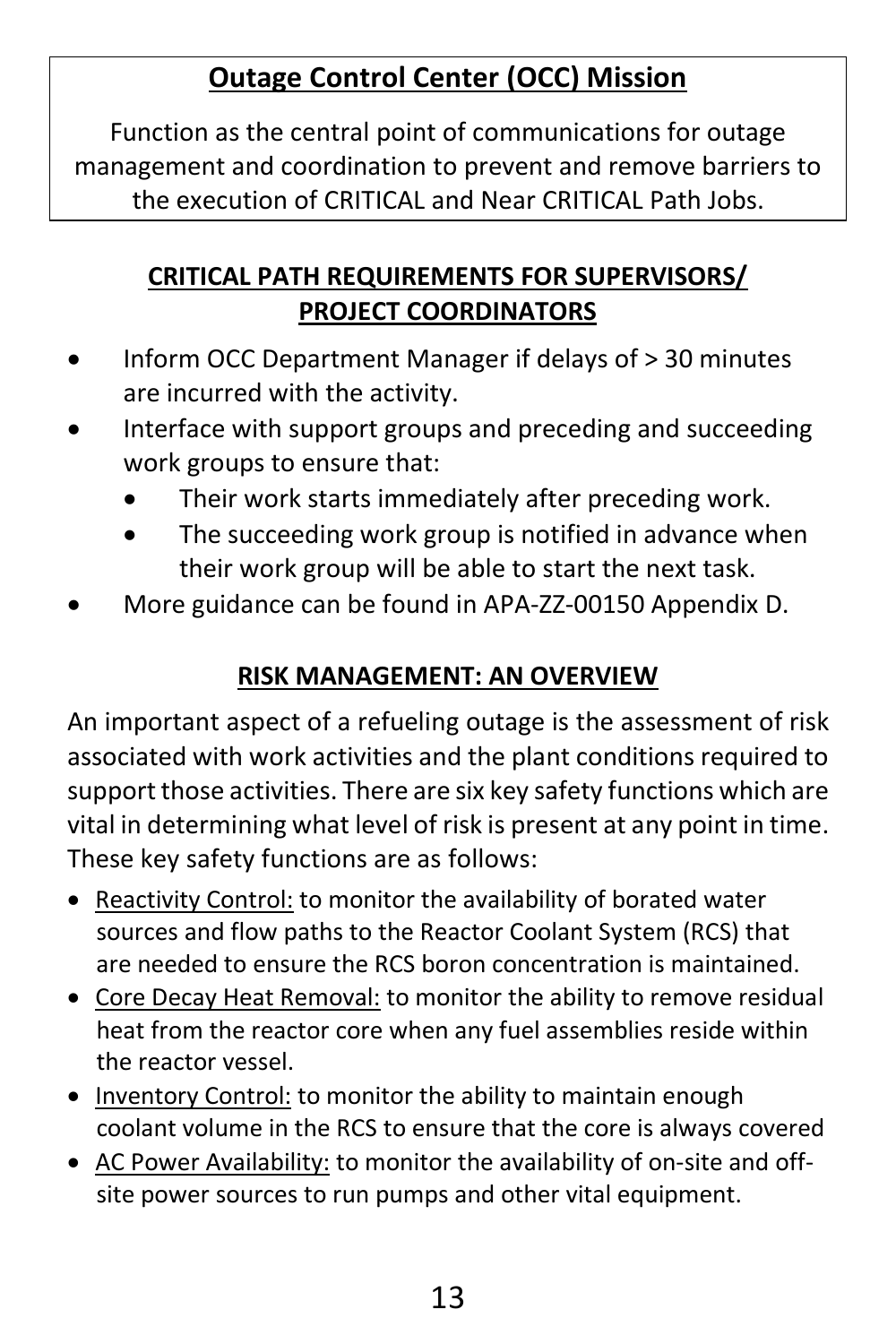## Outage Control Center (OCC) Mission

Function as the central point of communications for outage management and coordination to prevent and remove barriers to the execution of CRITICAL and Near CRITICAL Path Jobs.

## CRITICAL PATH REQUIREMENTS FOR SUPERVISORS/ PROJECT COORDINATORS

- Inform OCC Department Manager if delays of > 30 minutes are incurred with the activity.
- Interface with support groups and preceding and succeeding work groups to ensure that:
  - Their work starts immediately after preceding work.
  - The succeeding work group is notified in advance when their work group will be able to start the next task.
- More guidance can be found in APA-ZZ-00150 Appendix D.

## RISK MANAGEMENT: AN OVERVIEW

An important aspect of a refueling outage is the assessment of risk associated with work activities and the plant conditions required to support those activities. There are six key safety functions which are vital in determining what level of risk is present at any point in time. These key safety functions are as follows:

- Reactivity Control: to monitor the availability of borated water sources and flow paths to the Reactor Coolant System (RCS) that are needed to ensure the RCS boron concentration is maintained.
- Core Decay Heat Removal: to monitor the ability to remove residual heat from the reactor core when any fuel assemblies reside within the reactor vessel.
- Inventory Control: to monitor the ability to maintain enough coolant volume in the RCS to ensure that the core is always covered
- AC Power Availability: to monitor the availability of on-site and off-site power sources to run pumps and other vital equipment.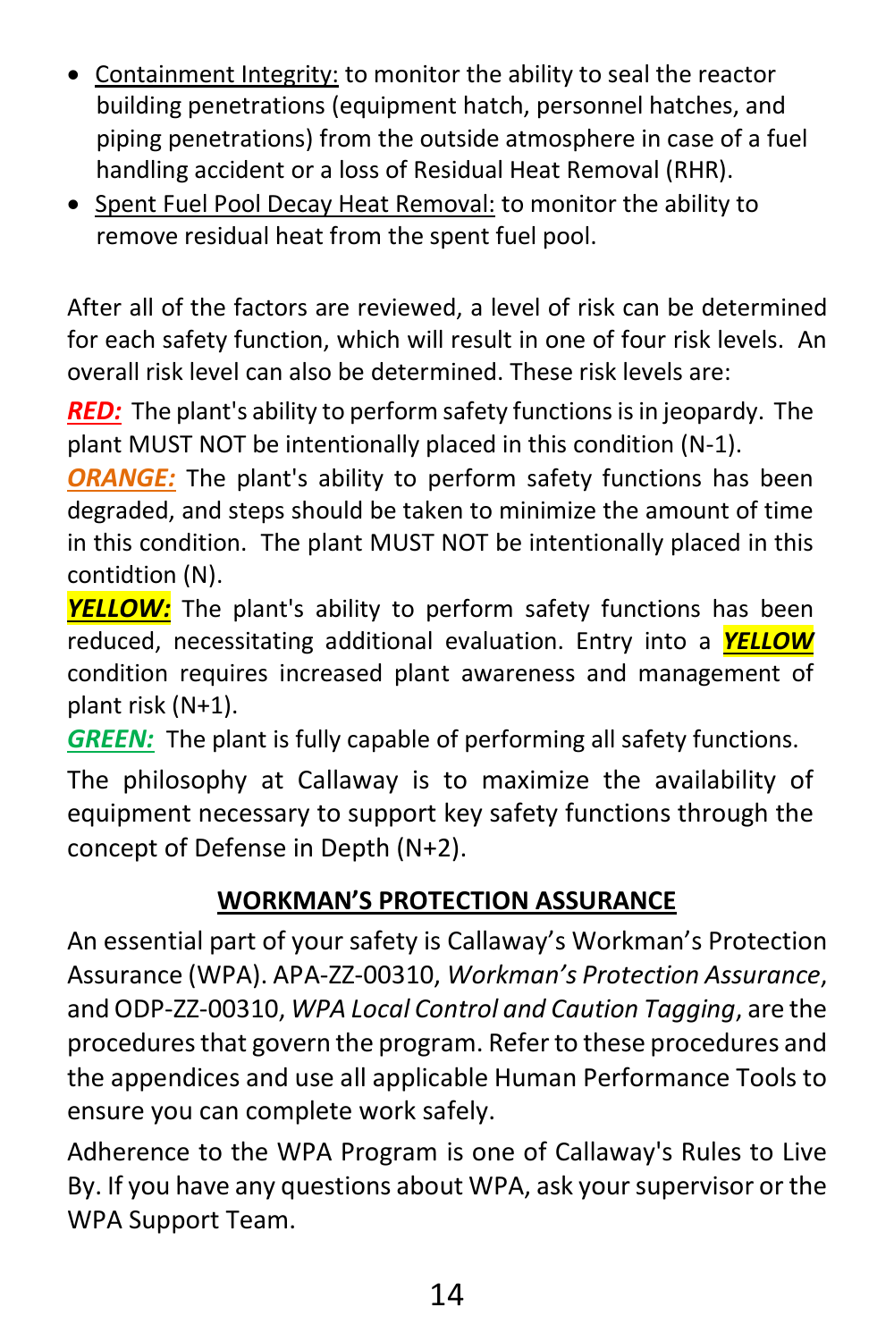- Containment Integrity: to monitor the ability to seal the reactor building penetrations (equipment hatch, personnel hatches, and piping penetrations) from the outside atmosphere in case of a fuel handling accident or a loss of Residual Heat Removal (RHR).
- Spent Fuel Pool Decay Heat Removal: to monitor the ability to remove residual heat from the spent fuel pool.

After all of the factors are reviewed, a level of risk can be determined for each safety function, which will result in one of four risk levels. An overall risk level can also be determined. These risk levels are:

***RED:*** The plant's ability to perform safety functions is in jeopardy. The plant MUST NOT be intentionally placed in this condition (N-1).

***ORANGE:*** The plant's ability to perform safety functions has been degraded, and steps should be taken to minimize the amount of time in this condition. The plant MUST NOT be intentionally placed in this contidtion (N).

***YELLOW:*** The plant's ability to perform safety functions has been reduced, necessitating additional evaluation. Entry into a ***YELLOW*** condition requires increased plant awareness and management of plant risk (N+1).

***GREEN:*** The plant is fully capable of performing all safety functions.

The philosophy at Callaway is to maximize the availability of equipment necessary to support key safety functions through the concept of Defense in Depth (N+2).

## WORKMAN'S PROTECTION ASSURANCE

An essential part of your safety is Callaway's Workman's Protection Assurance (WPA). APA-ZZ-00310, *Workman's Protection Assurance*, and ODP-ZZ-00310, *WPA Local Control and Caution Tagging*, are the procedures that govern the program. Refer to these procedures and the appendices and use all applicable Human Performance Tools to ensure you can complete work safely.

Adherence to the WPA Program is one of Callaway's Rules to Live By. If you have any questions about WPA, ask your supervisor or the WPA Support Team.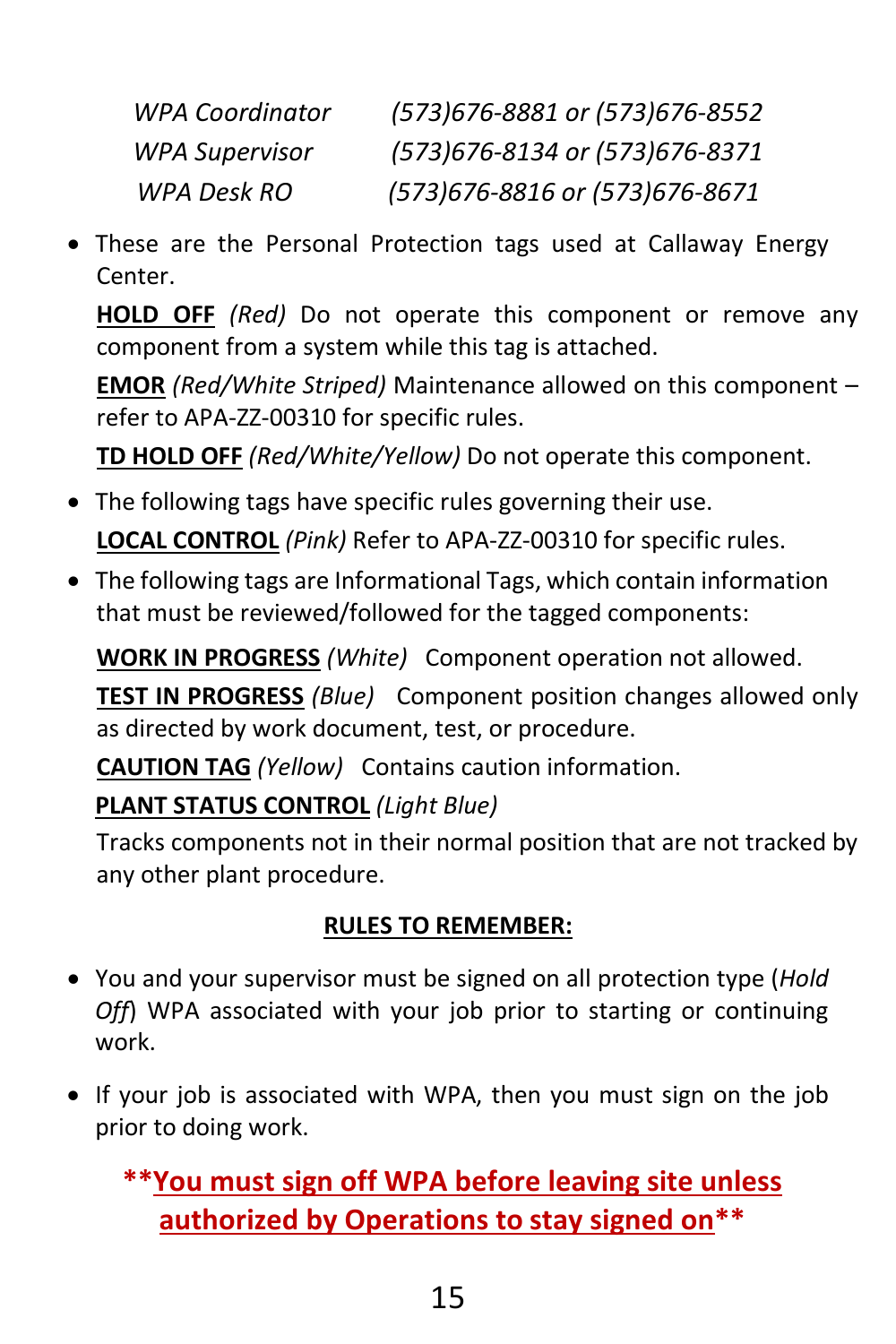| | |
|---|---|
| *WPA Coordinator* | *(573)676-8881 or (573)676-8552* |
| *WPA Supervisor* | *(573)676-8134 or (573)676-8371* |
| *WPA Desk RO* | *(573)676-8816 or (573)676-8671* |

- These are the Personal Protection tags used at Callaway Energy Center.

  **HOLD OFF** *(Red)* Do not operate this component or remove any component from a system while this tag is attached.

  **EMOR** *(Red/White Striped)* Maintenance allowed on this component – refer to APA-ZZ-00310 for specific rules.

  **TD HOLD OFF** *(Red/White/Yellow)* Do not operate this component.

- The following tags have specific rules governing their use.

  **LOCAL CONTROL** *(Pink)* Refer to APA-ZZ-00310 for specific rules.

- The following tags are Informational Tags, which contain information that must be reviewed/followed for the tagged components:

  **WORK IN PROGRESS** *(White)* Component operation not allowed.

  **TEST IN PROGRESS** *(Blue)* Component position changes allowed only as directed by work document, test, or procedure.

  **CAUTION TAG** *(Yellow)* Contains caution information.

  **PLANT STATUS CONTROL** *(Light Blue)*

  Tracks components not in their normal position that are not tracked by any other plant procedure.

## RULES TO REMEMBER:

- You and your supervisor must be signed on all protection type (*Hold Off*) WPA associated with your job prior to starting or continuing work.

- If your job is associated with WPA, then you must sign on the job prior to doing work.

****You must sign off WPA before leaving site unless authorized by Operations to stay signed on****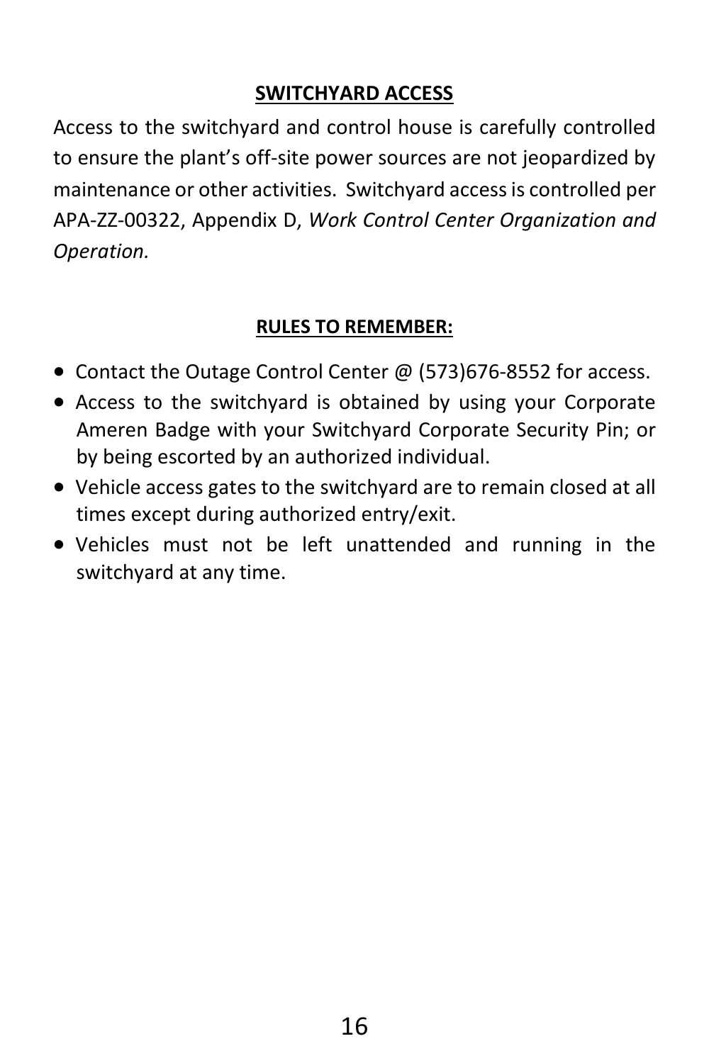## SWITCHYARD ACCESS

Access to the switchyard and control house is carefully controlled to ensure the plant's off-site power sources are not jeopardized by maintenance or other activities. Switchyard access is controlled per APA-ZZ-00322, Appendix D, *Work Control Center Organization and Operation.*

### RULES TO REMEMBER:

- Contact the Outage Control Center @ (573)676-8552 for access.
- Access to the switchyard is obtained by using your Corporate Ameren Badge with your Switchyard Corporate Security Pin; or by being escorted by an authorized individual.
- Vehicle access gates to the switchyard are to remain closed at all times except during authorized entry/exit.
- Vehicles must not be left unattended and running in the switchyard at any time.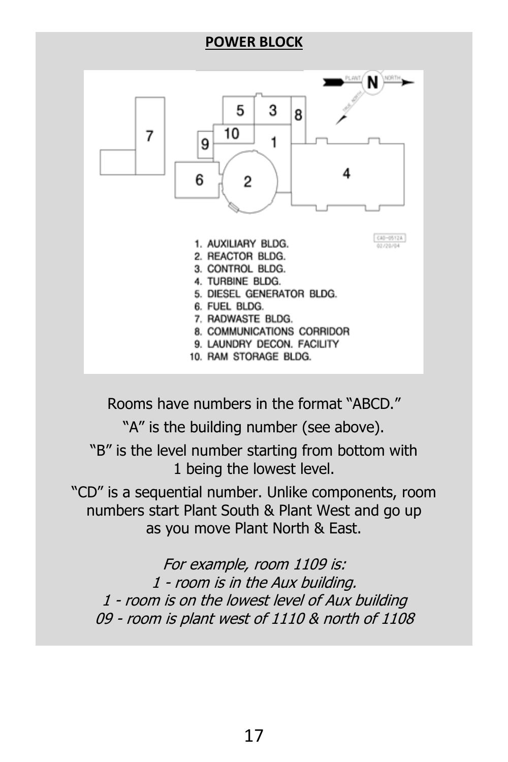## POWER BLOCK

1. AUXILIARY BLDG.
2. REACTOR BLDG.
3. CONTROL BLDG.
4. TURBINE BLDG.
5. DIESEL GENERATOR BLDG.
6. FUEL BLDG.
7. RADWASTE BLDG.
8. COMMUNICATIONS CORRIDOR
9. LAUNDRY DECON. FACILITY
10. RAM STORAGE BLDG.

Rooms have numbers in the format "ABCD."

"A" is the building number (see above).

"B" is the level number starting from bottom with 1 being the lowest level.

"CD" is a sequential number. Unlike components, room numbers start Plant South & Plant West and go up as you move Plant North & East.

*For example, room 1109 is:*
*1 - room is in the Aux building.*
*1 - room is on the lowest level of Aux building*
*09 - room is plant west of 1110 & north of 1108*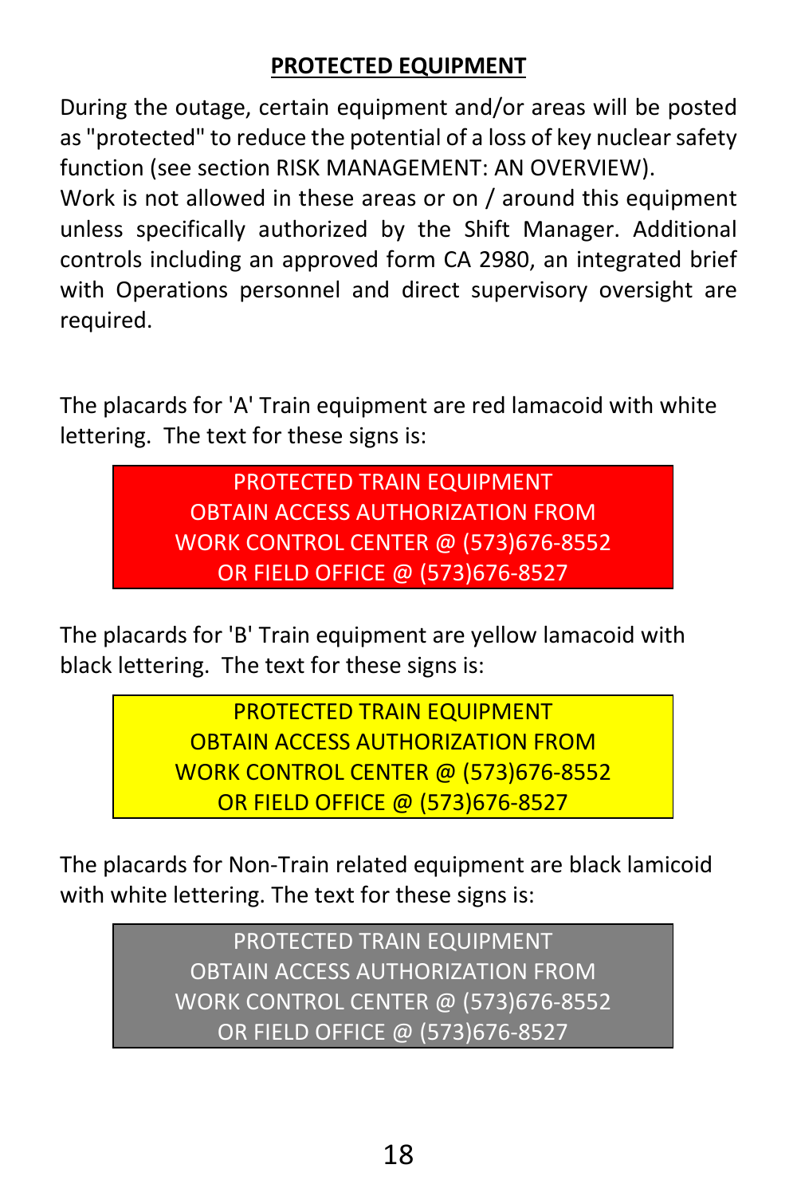## PROTECTED EQUIPMENT

During the outage, certain equipment and/or areas will be posted as "protected" to reduce the potential of a loss of key nuclear safety function (see section RISK MANAGEMENT: AN OVERVIEW).
Work is not allowed in these areas or on / around this equipment unless specifically authorized by the Shift Manager. Additional controls including an approved form CA 2980, an integrated brief with Operations personnel and direct supervisory oversight are required.

The placards for 'A' Train equipment are red lamacoid with white lettering. The text for these signs is:

> PROTECTED TRAIN EQUIPMENT
> OBTAIN ACCESS AUTHORIZATION FROM
> WORK CONTROL CENTER @ (573)676-8552
> OR FIELD OFFICE @ (573)676-8527

The placards for 'B' Train equipment are yellow lamacoid with black lettering. The text for these signs is:

> PROTECTED TRAIN EQUIPMENT
> OBTAIN ACCESS AUTHORIZATION FROM
> WORK CONTROL CENTER @ (573)676-8552
> OR FIELD OFFICE @ (573)676-8527

The placards for Non-Train related equipment are black lamicoid with white lettering. The text for these signs is:

> PROTECTED TRAIN EQUIPMENT
> OBTAIN ACCESS AUTHORIZATION FROM
> WORK CONTROL CENTER @ (573)676-8552
> OR FIELD OFFICE @ (573)676-8527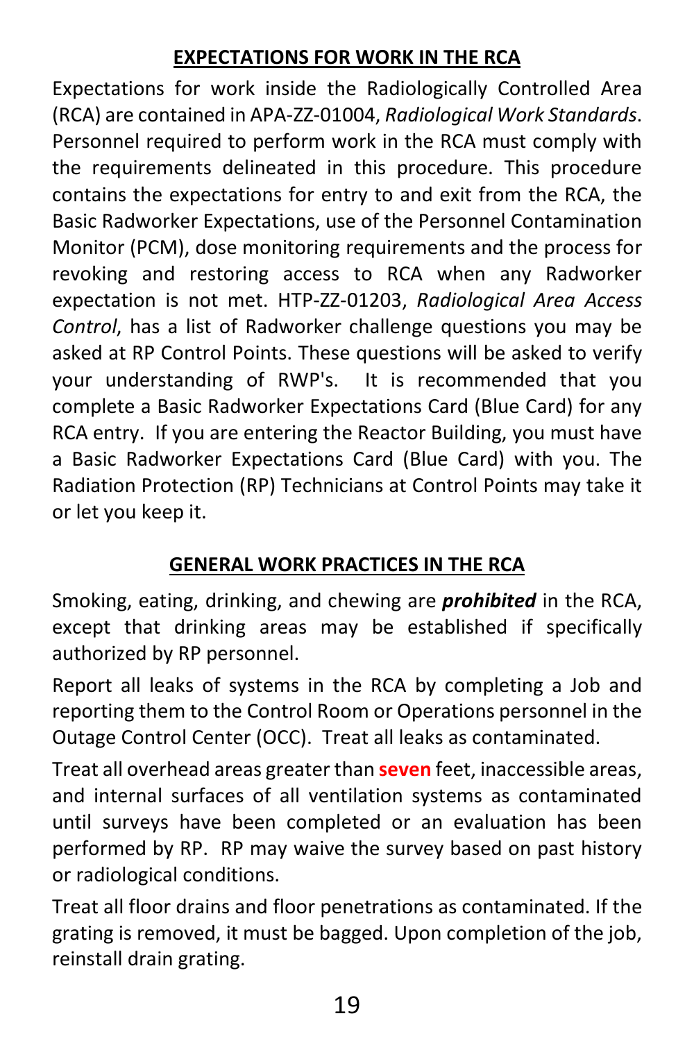## EXPECTATIONS FOR WORK IN THE RCA

Expectations for work inside the Radiologically Controlled Area (RCA) are contained in APA-ZZ-01004, *Radiological Work Standards*. Personnel required to perform work in the RCA must comply with the requirements delineated in this procedure. This procedure contains the expectations for entry to and exit from the RCA, the Basic Radworker Expectations, use of the Personnel Contamination Monitor (PCM), dose monitoring requirements and the process for revoking and restoring access to RCA when any Radworker expectation is not met. HTP-ZZ-01203, *Radiological Area Access Control*, has a list of Radworker challenge questions you may be asked at RP Control Points. These questions will be asked to verify your understanding of RWP's. It is recommended that you complete a Basic Radworker Expectations Card (Blue Card) for any RCA entry. If you are entering the Reactor Building, you must have a Basic Radworker Expectations Card (Blue Card) with you. The Radiation Protection (RP) Technicians at Control Points may take it or let you keep it.

## GENERAL WORK PRACTICES IN THE RCA

Smoking, eating, drinking, and chewing are ***prohibited*** in the RCA, except that drinking areas may be established if specifically authorized by RP personnel.

Report all leaks of systems in the RCA by completing a Job and reporting them to the Control Room or Operations personnel in the Outage Control Center (OCC). Treat all leaks as contaminated.

Treat all overhead areas greater than **seven** feet, inaccessible areas, and internal surfaces of all ventilation systems as contaminated until surveys have been completed or an evaluation has been performed by RP. RP may waive the survey based on past history or radiological conditions.

Treat all floor drains and floor penetrations as contaminated. If the grating is removed, it must be bagged. Upon completion of the job, reinstall drain grating.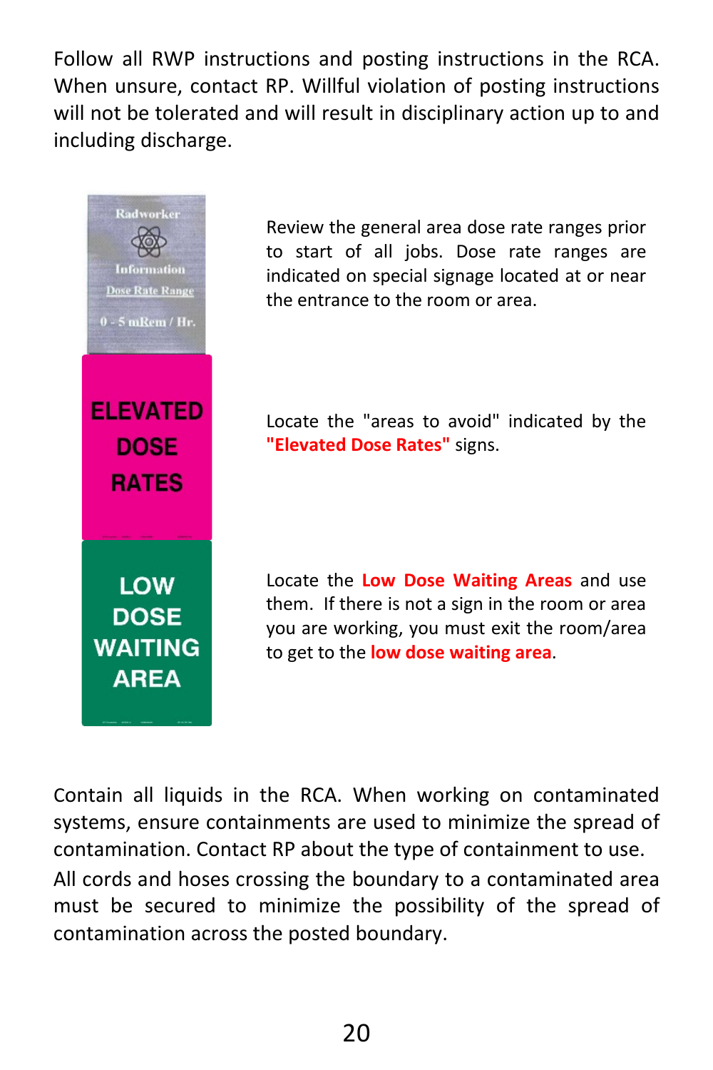Follow all RWP instructions and posting instructions in the RCA. When unsure, contact RP. Willful violation of posting instructions will not be tolerated and will result in disciplinary action up to and including discharge.

Radworker Information Dose Rate Range 0 - 5 mRem / Hr.

Review the general area dose rate ranges prior to start of all jobs. Dose rate ranges are indicated on special signage located at or near the entrance to the room or area.

ELEVATED DOSE RATES

Locate the "areas to avoid" indicated by the **"Elevated Dose Rates"** signs.

LOW DOSE WAITING AREA

Locate the **Low Dose Waiting Areas** and use them. If there is not a sign in the room or area you are working, you must exit the room/area to get to the **low dose waiting area**.

Contain all liquids in the RCA. When working on contaminated systems, ensure containments are used to minimize the spread of contamination. Contact RP about the type of containment to use.

All cords and hoses crossing the boundary to a contaminated area must be secured to minimize the possibility of the spread of contamination across the posted boundary.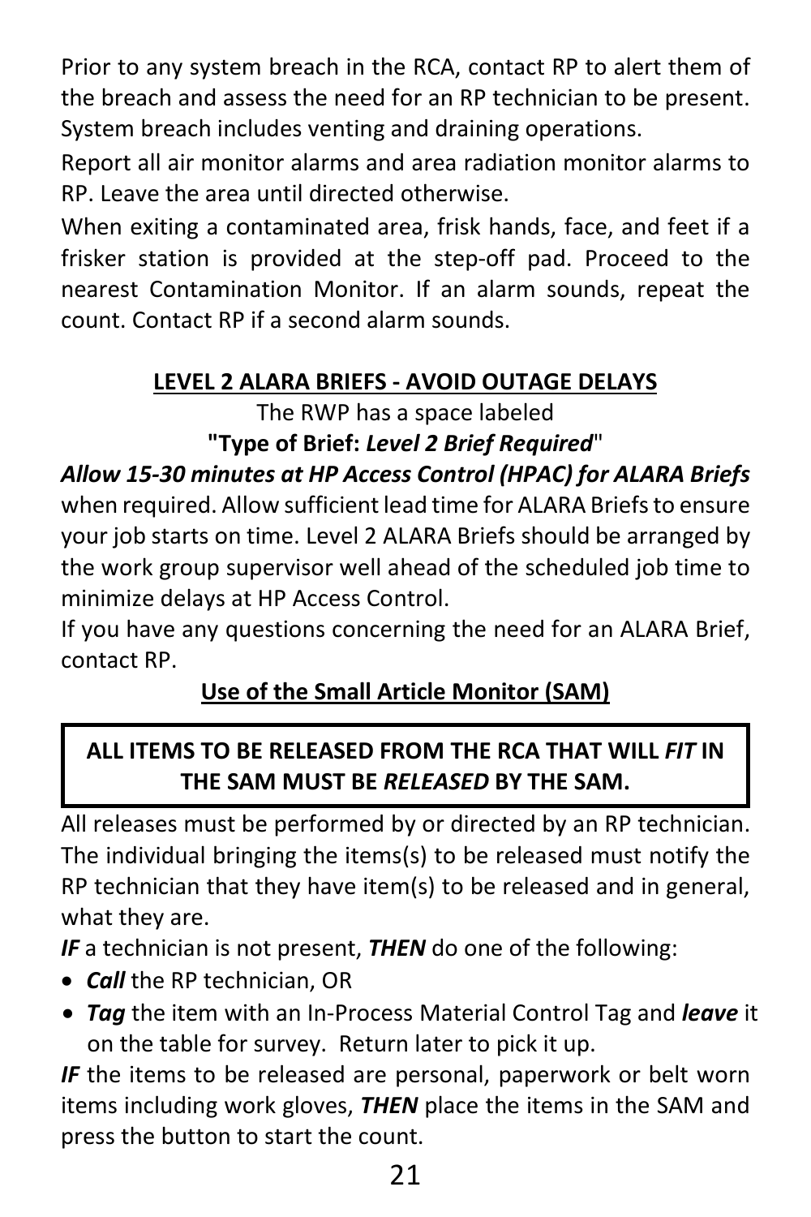Prior to any system breach in the RCA, contact RP to alert them of the breach and assess the need for an RP technician to be present. System breach includes venting and draining operations.

Report all air monitor alarms and area radiation monitor alarms to RP. Leave the area until directed otherwise.

When exiting a contaminated area, frisk hands, face, and feet if a frisker station is provided at the step-off pad. Proceed to the nearest Contamination Monitor. If an alarm sounds, repeat the count. Contact RP if a second alarm sounds.

## LEVEL 2 ALARA BRIEFS - AVOID OUTAGE DELAYS

The RWP has a space labeled

**"Type of Brief: *Level 2 Brief Required*"**

***Allow 15-30 minutes at HP Access Control (HPAC) for ALARA Briefs*** when required. Allow sufficient lead time for ALARA Briefs to ensure your job starts on time. Level 2 ALARA Briefs should be arranged by the work group supervisor well ahead of the scheduled job time to minimize delays at HP Access Control.

If you have any questions concerning the need for an ALARA Brief, contact RP.

## Use of the Small Article Monitor (SAM)

**ALL ITEMS TO BE RELEASED FROM THE RCA THAT WILL *FIT* IN THE SAM MUST BE *RELEASED* BY THE SAM.**

All releases must be performed by or directed by an RP technician. The individual bringing the items(s) to be released must notify the RP technician that they have item(s) to be released and in general, what they are.

***IF*** a technician is not present, ***THEN*** do one of the following:

- ***Call*** the RP technician, OR
- ***Tag*** the item with an In-Process Material Control Tag and ***leave*** it on the table for survey. Return later to pick it up.

***IF*** the items to be released are personal, paperwork or belt worn items including work gloves, ***THEN*** place the items in the SAM and press the button to start the count.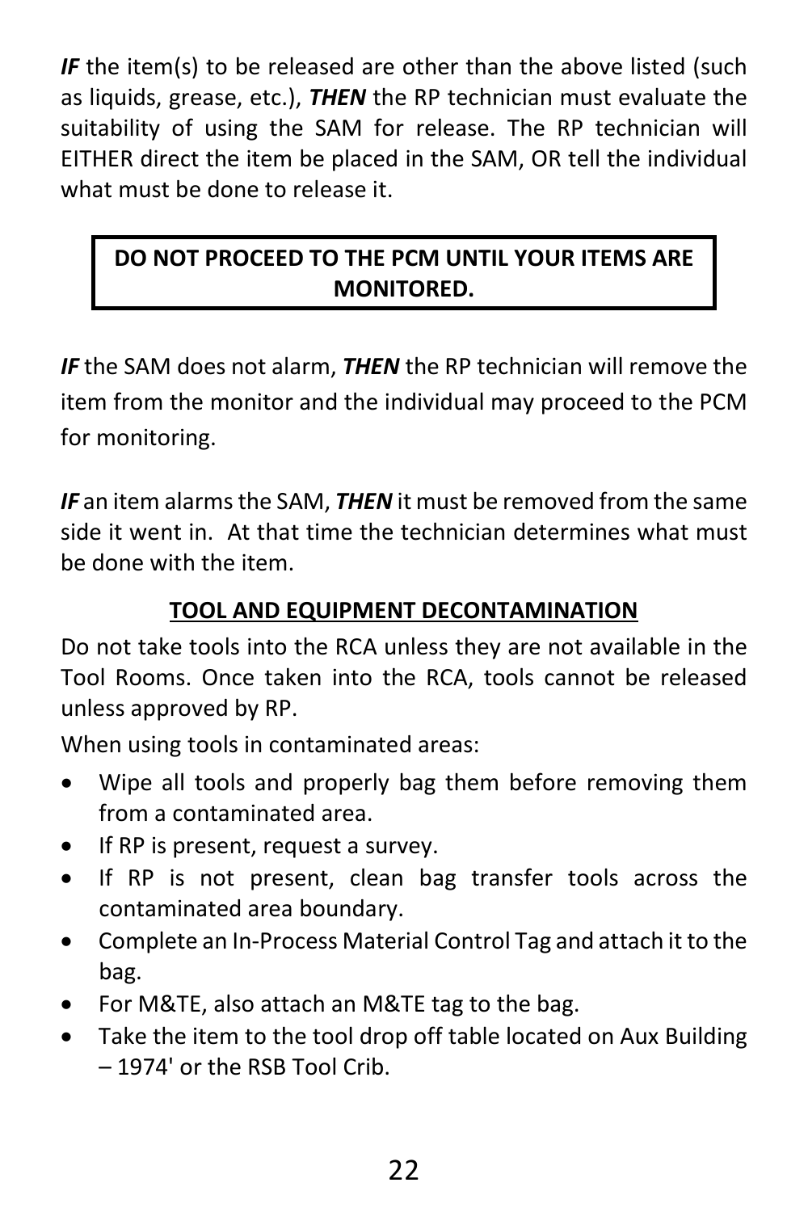***IF*** the item(s) to be released are other than the above listed (such as liquids, grease, etc.), ***THEN*** the RP technician must evaluate the suitability of using the SAM for release. The RP technician will EITHER direct the item be placed in the SAM, OR tell the individual what must be done to release it.

| **DO NOT PROCEED TO THE PCM UNTIL YOUR ITEMS ARE MONITORED.** |
|---|

***IF*** the SAM does not alarm, ***THEN*** the RP technician will remove the item from the monitor and the individual may proceed to the PCM for monitoring.

***IF*** an item alarms the SAM, ***THEN*** it must be removed from the same side it went in. At that time the technician determines what must be done with the item.

## TOOL AND EQUIPMENT DECONTAMINATION

Do not take tools into the RCA unless they are not available in the Tool Rooms. Once taken into the RCA, tools cannot be released unless approved by RP.

When using tools in contaminated areas:

- Wipe all tools and properly bag them before removing them from a contaminated area.
- If RP is present, request a survey.
- If RP is not present, clean bag transfer tools across the contaminated area boundary.
- Complete an In-Process Material Control Tag and attach it to the bag.
- For M&TE, also attach an M&TE tag to the bag.
- Take the item to the tool drop off table located on Aux Building – 1974' or the RSB Tool Crib.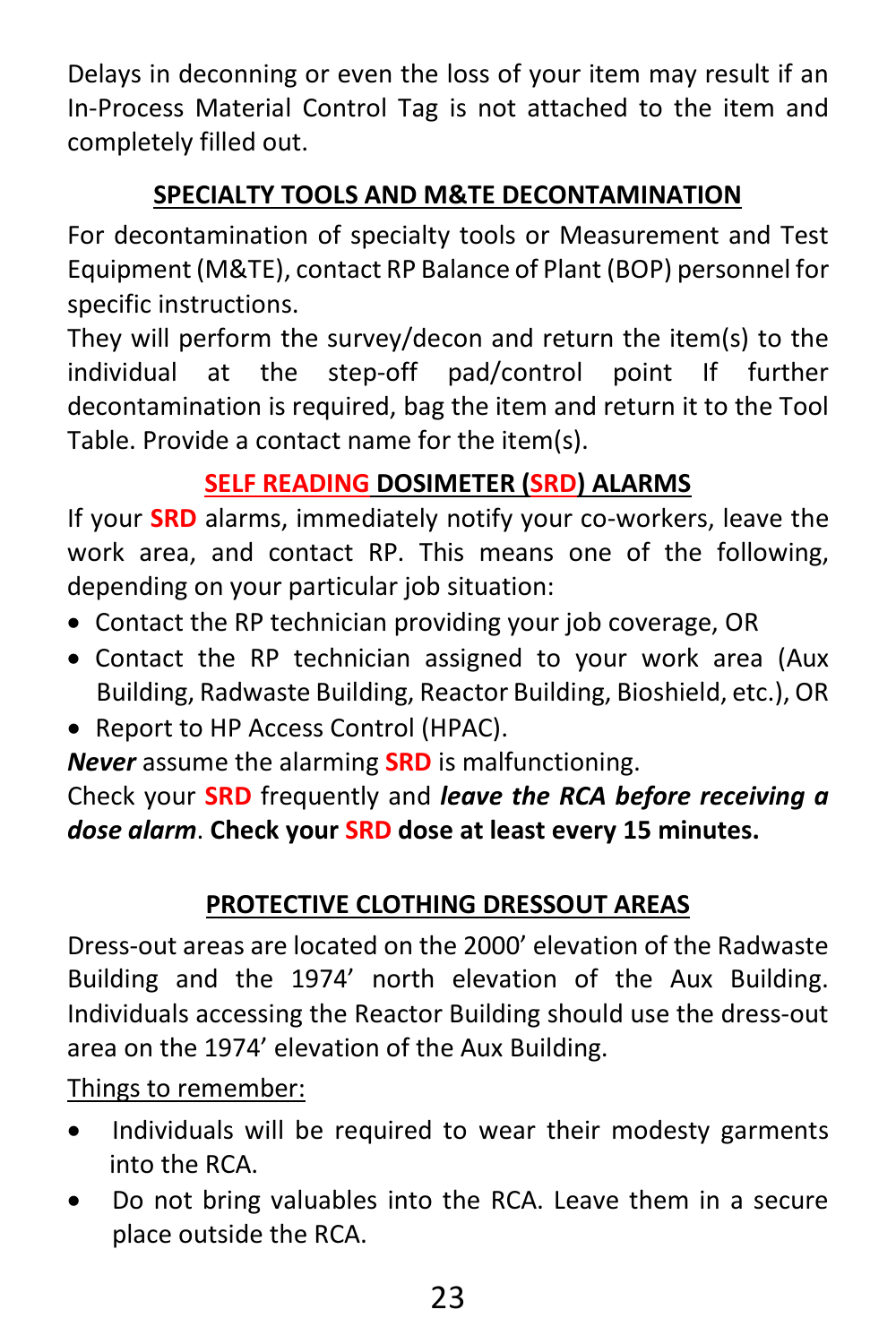Delays in deconning or even the loss of your item may result if an In-Process Material Control Tag is not attached to the item and completely filled out.

## SPECIALTY TOOLS AND M&TE DECONTAMINATION

For decontamination of specialty tools or Measurement and Test Equipment (M&TE), contact RP Balance of Plant (BOP) personnel for specific instructions.

They will perform the survey/decon and return the item(s) to the individual at the step-off pad/control point If further decontamination is required, bag the item and return it to the Tool Table. Provide a contact name for the item(s).

## SELF READING DOSIMETER (SRD) ALARMS

If your **SRD** alarms, immediately notify your co-workers, leave the work area, and contact RP. This means one of the following, depending on your particular job situation:

- Contact the RP technician providing your job coverage, OR
- Contact the RP technician assigned to your work area (Aux Building, Radwaste Building, Reactor Building, Bioshield, etc.), OR
- Report to HP Access Control (HPAC).

***Never*** assume the alarming **SRD** is malfunctioning.

Check your **SRD** frequently and ***leave the RCA before receiving a dose alarm***. **Check your SRD dose at least every 15 minutes.**

## PROTECTIVE CLOTHING DRESSOUT AREAS

Dress-out areas are located on the 2000' elevation of the Radwaste Building and the 1974' north elevation of the Aux Building. Individuals accessing the Reactor Building should use the dress-out area on the 1974' elevation of the Aux Building.

Things to remember:

- Individuals will be required to wear their modesty garments into the RCA.
- Do not bring valuables into the RCA. Leave them in a secure place outside the RCA.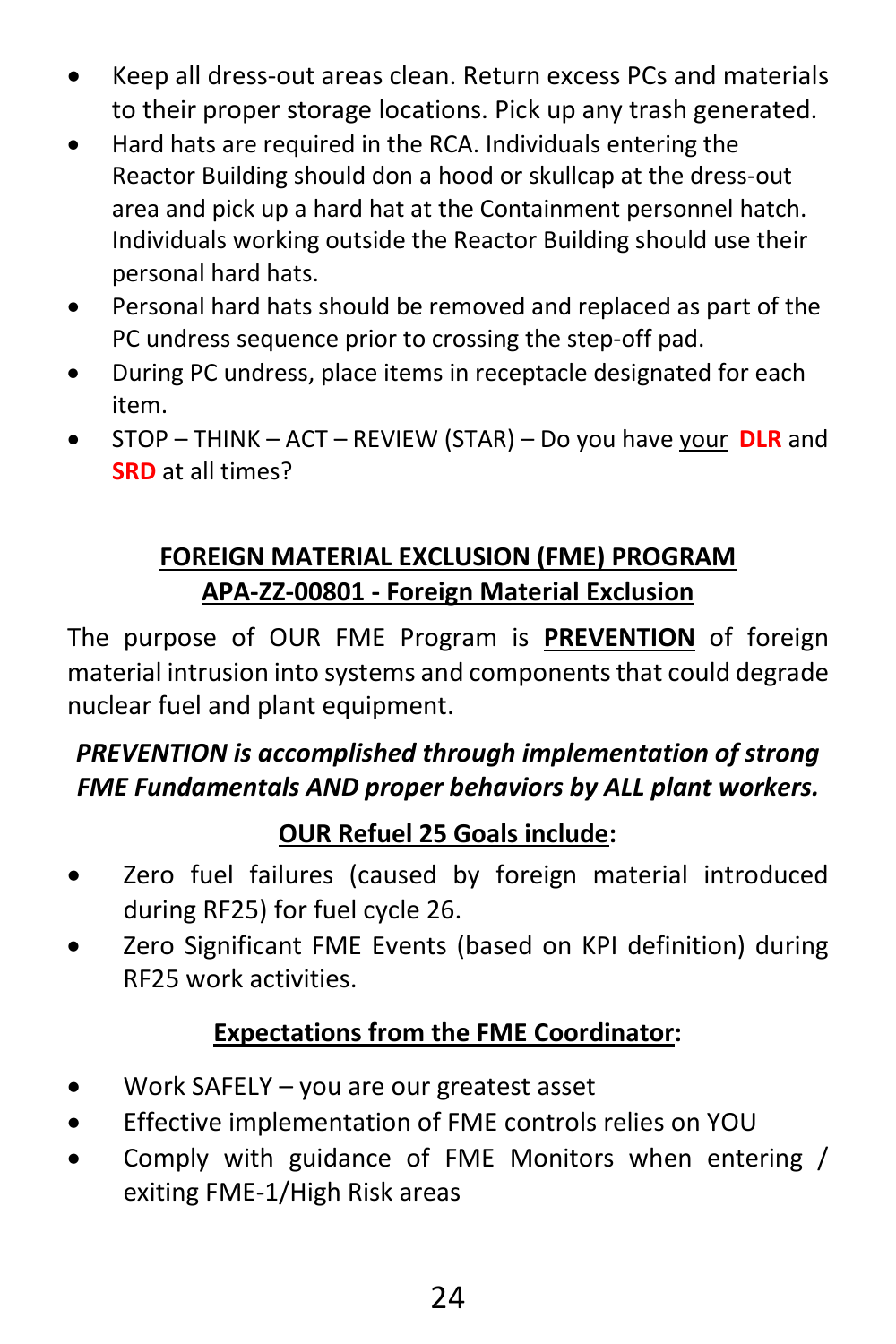- Keep all dress-out areas clean. Return excess PCs and materials to their proper storage locations. Pick up any trash generated.
- Hard hats are required in the RCA. Individuals entering the Reactor Building should don a hood or skullcap at the dress-out area and pick up a hard hat at the Containment personnel hatch. Individuals working outside the Reactor Building should use their personal hard hats.
- Personal hard hats should be removed and replaced as part of the PC undress sequence prior to crossing the step-off pad.
- During PC undress, place items in receptacle designated for each item.
- STOP – THINK – ACT – REVIEW (STAR) – Do you have <u>your</u> **DLR** and **SRD** at all times?

## <u>FOREIGN MATERIAL EXCLUSION (FME) PROGRAM</u>
## <u>APA-ZZ-00801 - Foreign Material Exclusion</u>

The purpose of OUR FME Program is <u>**PREVENTION**</u> of foreign material intrusion into systems and components that could degrade nuclear fuel and plant equipment.

***PREVENTION is accomplished through implementation of strong FME Fundamentals AND proper behaviors by ALL plant workers.***

### <u>OUR Refuel 25 Goals include</u>:

- Zero fuel failures (caused by foreign material introduced during RF25) for fuel cycle 26.
- Zero Significant FME Events (based on KPI definition) during RF25 work activities.

### <u>Expectations from the FME Coordinator</u>:

- Work SAFELY – you are our greatest asset
- Effective implementation of FME controls relies on YOU
- Comply with guidance of FME Monitors when entering / exiting FME-1/High Risk areas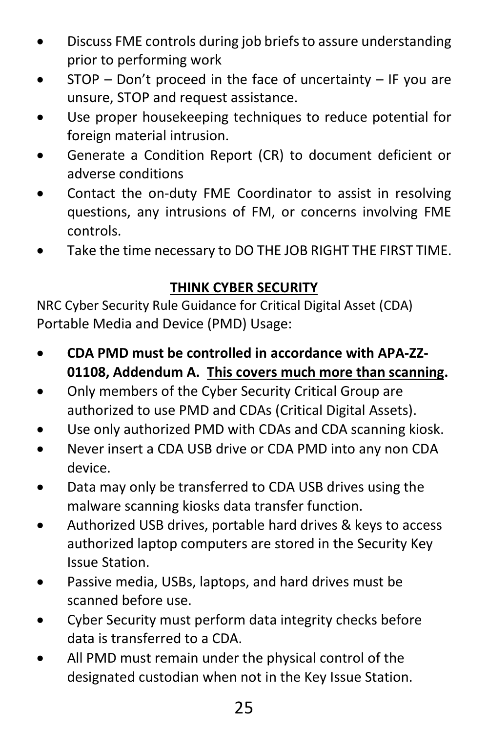- Discuss FME controls during job briefs to assure understanding prior to performing work
- STOP – Don't proceed in the face of uncertainty – IF you are unsure, STOP and request assistance.
- Use proper housekeeping techniques to reduce potential for foreign material intrusion.
- Generate a Condition Report (CR) to document deficient or adverse conditions
- Contact the on-duty FME Coordinator to assist in resolving questions, any intrusions of FM, or concerns involving FME controls.
- Take the time necessary to DO THE JOB RIGHT THE FIRST TIME.

## THINK CYBER SECURITY

NRC Cyber Security Rule Guidance for Critical Digital Asset (CDA) Portable Media and Device (PMD) Usage:

- **CDA PMD must be controlled in accordance with APA-ZZ-01108, Addendum A. <u>This covers much more than scanning</u>.**
- Only members of the Cyber Security Critical Group are authorized to use PMD and CDAs (Critical Digital Assets).
- Use only authorized PMD with CDAs and CDA scanning kiosk.
- Never insert a CDA USB drive or CDA PMD into any non CDA device.
- Data may only be transferred to CDA USB drives using the malware scanning kiosks data transfer function.
- Authorized USB drives, portable hard drives & keys to access authorized laptop computers are stored in the Security Key Issue Station.
- Passive media, USBs, laptops, and hard drives must be scanned before use.
- Cyber Security must perform data integrity checks before data is transferred to a CDA.
- All PMD must remain under the physical control of the designated custodian when not in the Key Issue Station.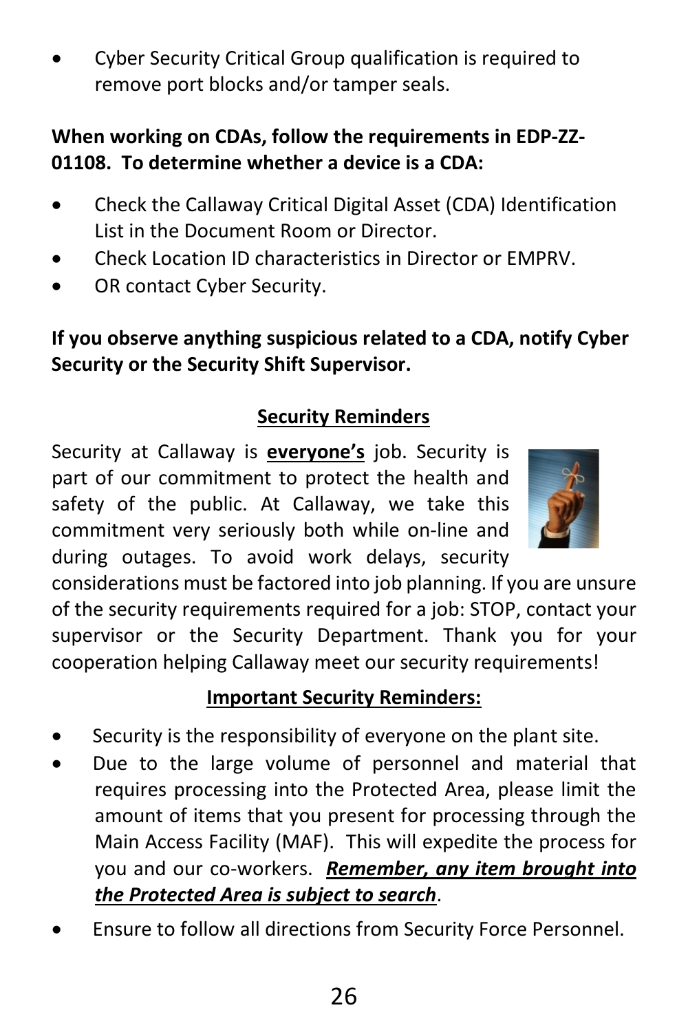- Cyber Security Critical Group qualification is required to remove port blocks and/or tamper seals.

**When working on CDAs, follow the requirements in EDP-ZZ-01108. To determine whether a device is a CDA:**

- Check the Callaway Critical Digital Asset (CDA) Identification List in the Document Room or Director.
- Check Location ID characteristics in Director or EMPRV.
- OR contact Cyber Security.

**If you observe anything suspicious related to a CDA, notify Cyber Security or the Security Shift Supervisor.**

## Security Reminders

Security at Callaway is **everyone's** job. Security is part of our commitment to protect the health and safety of the public. At Callaway, we take this commitment very seriously both while on-line and during outages. To avoid work delays, security considerations must be factored into job planning. If you are unsure of the security requirements required for a job: STOP, contact your supervisor or the Security Department. Thank you for your cooperation helping Callaway meet our security requirements!

## Important Security Reminders:

- Security is the responsibility of everyone on the plant site.
- Due to the large volume of personnel and material that requires processing into the Protected Area, please limit the amount of items that you present for processing through the Main Access Facility (MAF). This will expedite the process for you and our co-workers. ***Remember, any item brought into the Protected Area is subject to search***.
- Ensure to follow all directions from Security Force Personnel.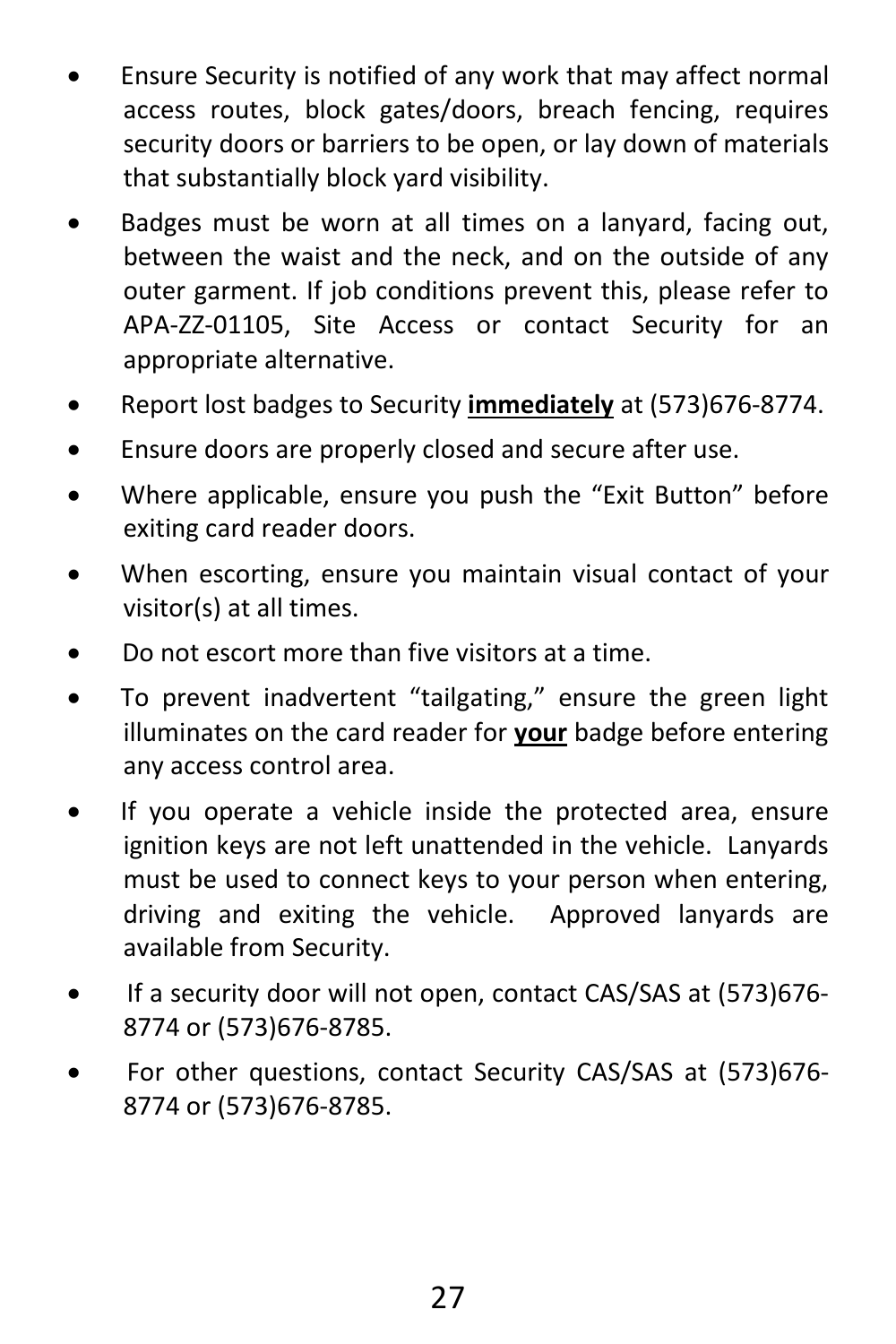- Ensure Security is notified of any work that may affect normal access routes, block gates/doors, breach fencing, requires security doors or barriers to be open, or lay down of materials that substantially block yard visibility.
- Badges must be worn at all times on a lanyard, facing out, between the waist and the neck, and on the outside of any outer garment. If job conditions prevent this, please refer to APA-ZZ-01105, Site Access or contact Security for an appropriate alternative.
- Report lost badges to Security **immediately** at (573)676-8774.
- Ensure doors are properly closed and secure after use.
- Where applicable, ensure you push the "Exit Button" before exiting card reader doors.
- When escorting, ensure you maintain visual contact of your visitor(s) at all times.
- Do not escort more than five visitors at a time.
- To prevent inadvertent "tailgating," ensure the green light illuminates on the card reader for **your** badge before entering any access control area.
- If you operate a vehicle inside the protected area, ensure ignition keys are not left unattended in the vehicle. Lanyards must be used to connect keys to your person when entering, driving and exiting the vehicle. Approved lanyards are available from Security.
- If a security door will not open, contact CAS/SAS at (573)676-8774 or (573)676-8785.
- For other questions, contact Security CAS/SAS at (573)676-8774 or (573)676-8785.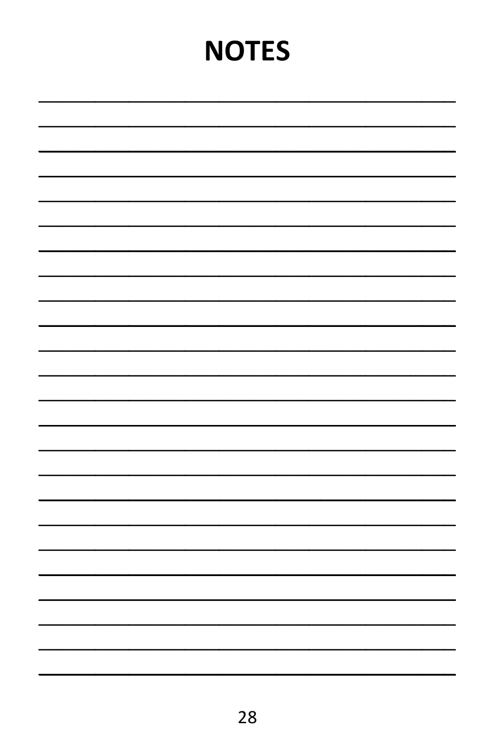# NOTES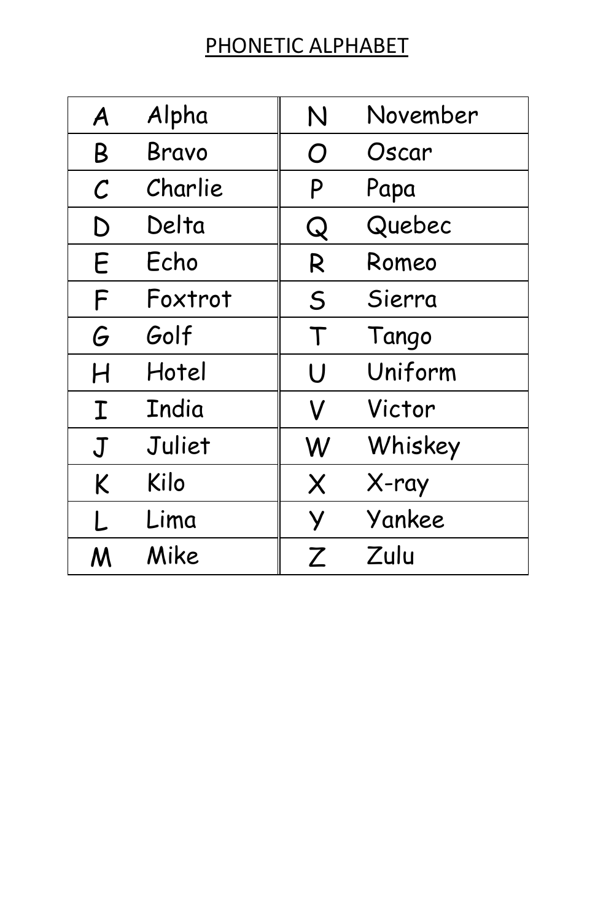# PHONETIC ALPHABET

| | | | |
|---|---|---|---|
| A | Alpha | N | November |
| B | Bravo | O | Oscar |
| C | Charlie | P | Papa |
| D | Delta | Q | Quebec |
| E | Echo | R | Romeo |
| F | Foxtrot | S | Sierra |
| G | Golf | T | Tango |
| H | Hotel | U | Uniform |
| I | India | V | Victor |
| J | Juliet | W | Whiskey |
| K | Kilo | X | X-ray |
| L | Lima | Y | Yankee |
| M | Mike | Z | Zulu |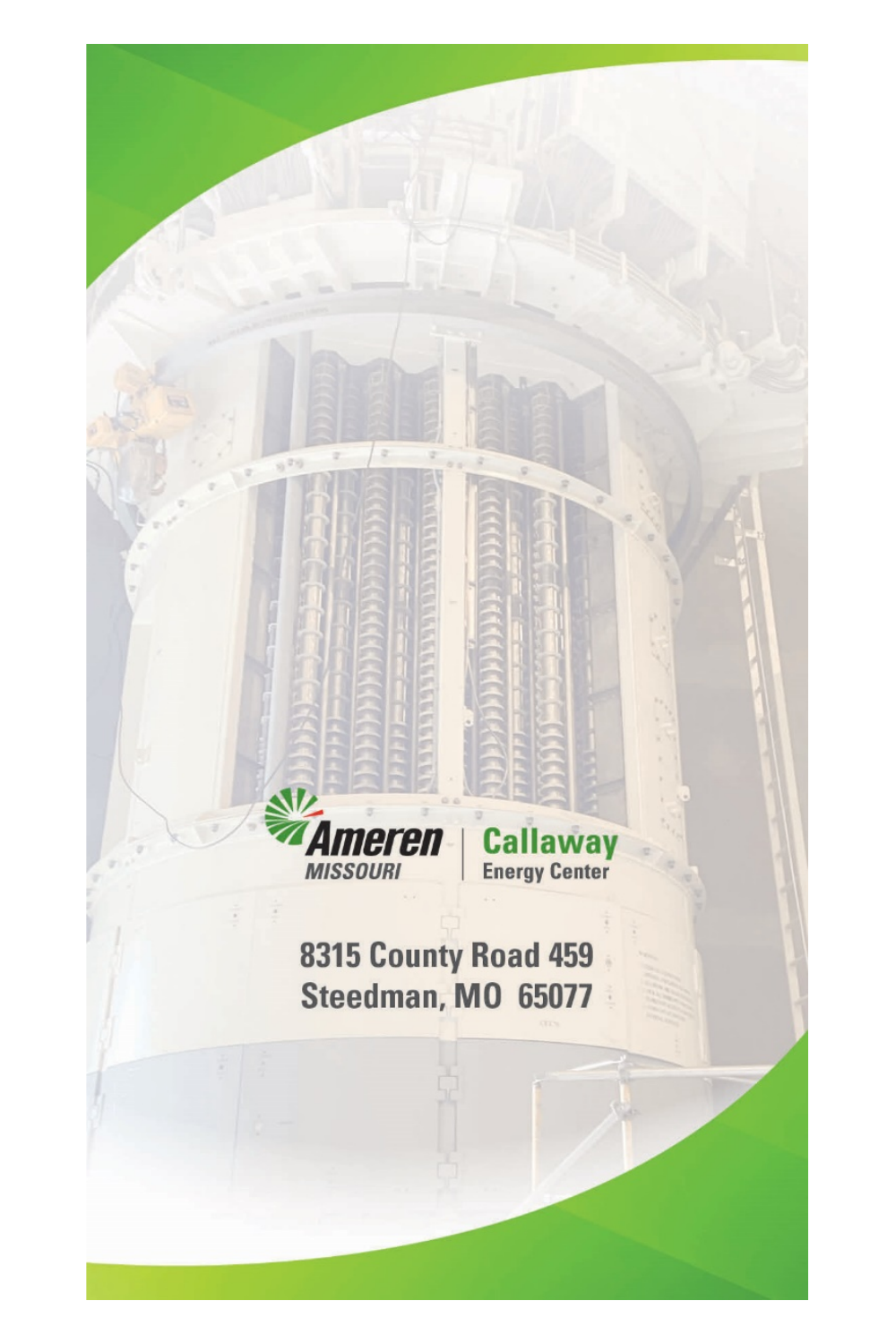Ameren MISSOURI | Callaway Energy Center

8315 County Road 459
Steedman, MO 65077